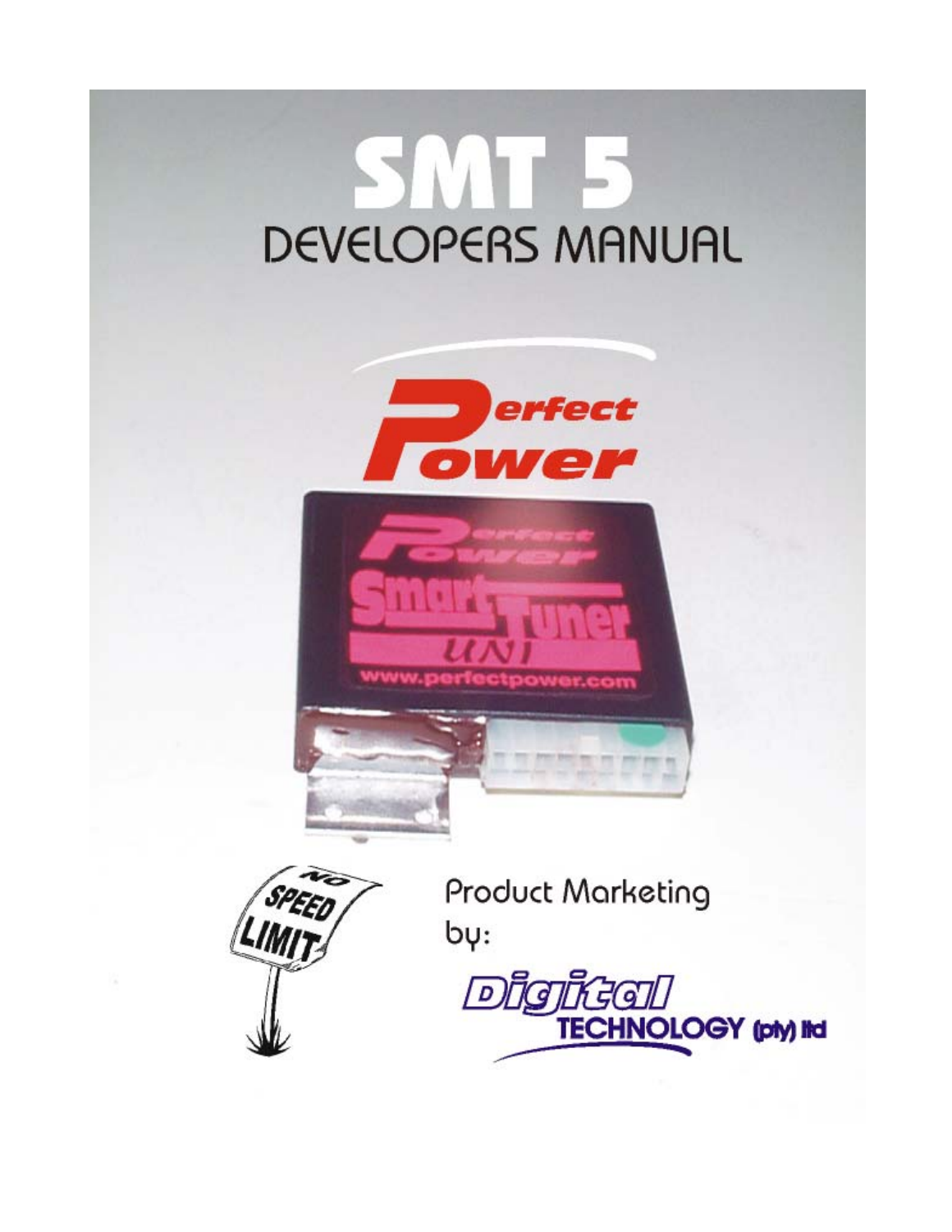# SMT 5

## DEVELOPERS MANUAL

Perfect Power

Product Marketing by:

Digital TECHNOLOGY (pty) ltd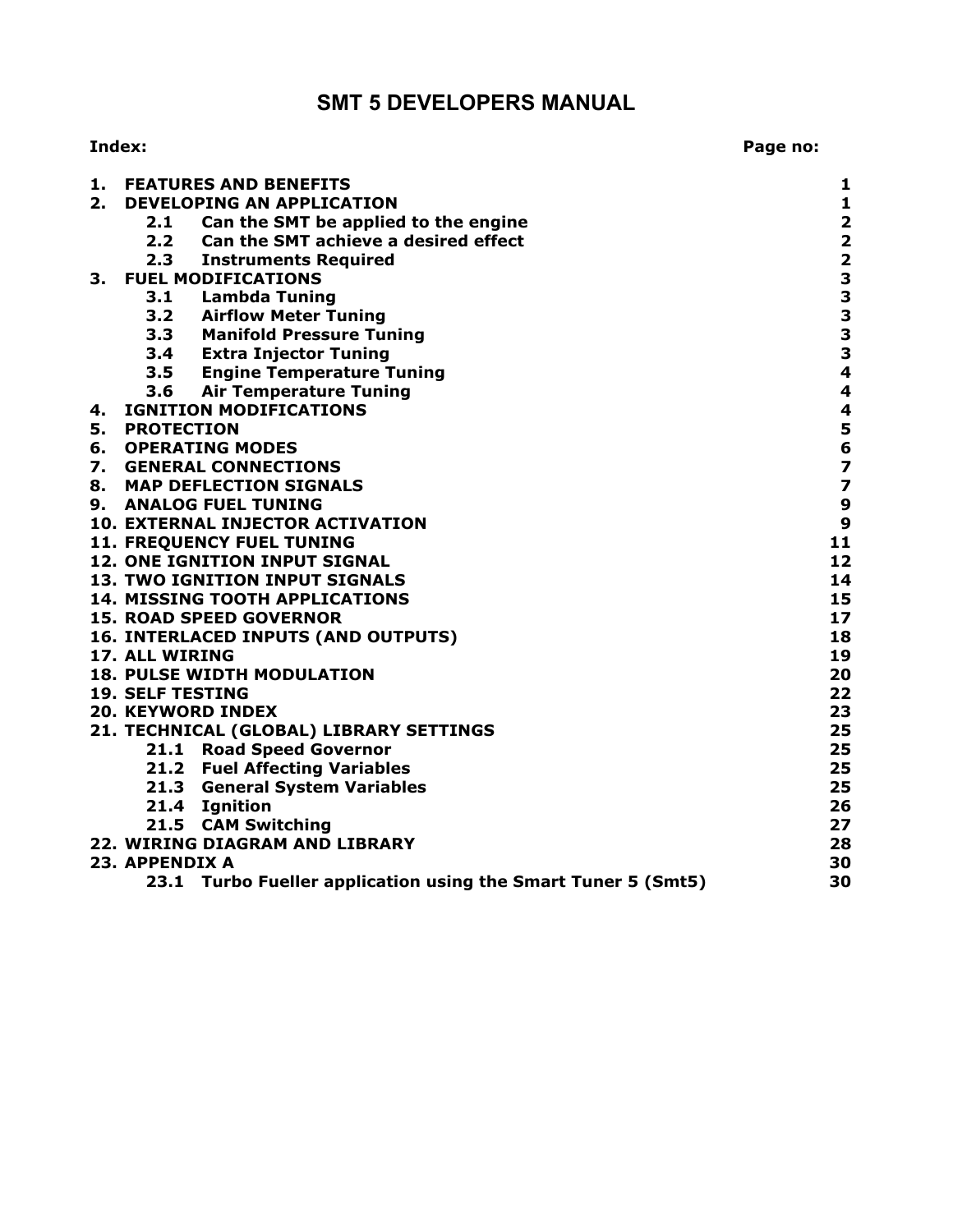# SMT 5 DEVELOPERS MANUAL

| Index: | Page no: |
|---|---|
| **1. FEATURES AND BENEFITS** | **1** |
| **2. DEVELOPING AN APPLICATION** | **1** |
| **2.1 Can the SMT be applied to the engine** | **2** |
| **2.2 Can the SMT achieve a desired effect** | **2** |
| **2.3 Instruments Required** | **2** |
| **3. FUEL MODIFICATIONS** | **3** |
| **3.1 Lambda Tuning** | **3** |
| **3.2 Airflow Meter Tuning** | **3** |
| **3.3 Manifold Pressure Tuning** | **3** |
| **3.4 Extra Injector Tuning** | **3** |
| **3.5 Engine Temperature Tuning** | **4** |
| **3.6 Air Temperature Tuning** | **4** |
| **4. IGNITION MODIFICATIONS** | **4** |
| **5. PROTECTION** | **5** |
| **6. OPERATING MODES** | **6** |
| **7. GENERAL CONNECTIONS** | **7** |
| **8. MAP DEFLECTION SIGNALS** | **7** |
| **9. ANALOG FUEL TUNING** | **9** |
| **10. EXTERNAL INJECTOR ACTIVATION** | **9** |
| **11. FREQUENCY FUEL TUNING** | **11** |
| **12. ONE IGNITION INPUT SIGNAL** | **12** |
| **13. TWO IGNITION INPUT SIGNALS** | **14** |
| **14. MISSING TOOTH APPLICATIONS** | **15** |
| **15. ROAD SPEED GOVERNOR** | **17** |
| **16. INTERLACED INPUTS (AND OUTPUTS)** | **18** |
| **17. ALL WIRING** | **19** |
| **18. PULSE WIDTH MODULATION** | **20** |
| **19. SELF TESTING** | **22** |
| **20. KEYWORD INDEX** | **23** |
| **21. TECHNICAL (GLOBAL) LIBRARY SETTINGS** | **25** |
| **21.1 Road Speed Governor** | **25** |
| **21.2 Fuel Affecting Variables** | **25** |
| **21.3 General System Variables** | **25** |
| **21.4 Ignition** | **26** |
| **21.5 CAM Switching** | **27** |
| **22. WIRING DIAGRAM AND LIBRARY** | **28** |
| **23. APPENDIX A** | **30** |
| **23.1 Turbo Fueller application using the Smart Tuner 5 (Smt5)** | **30** |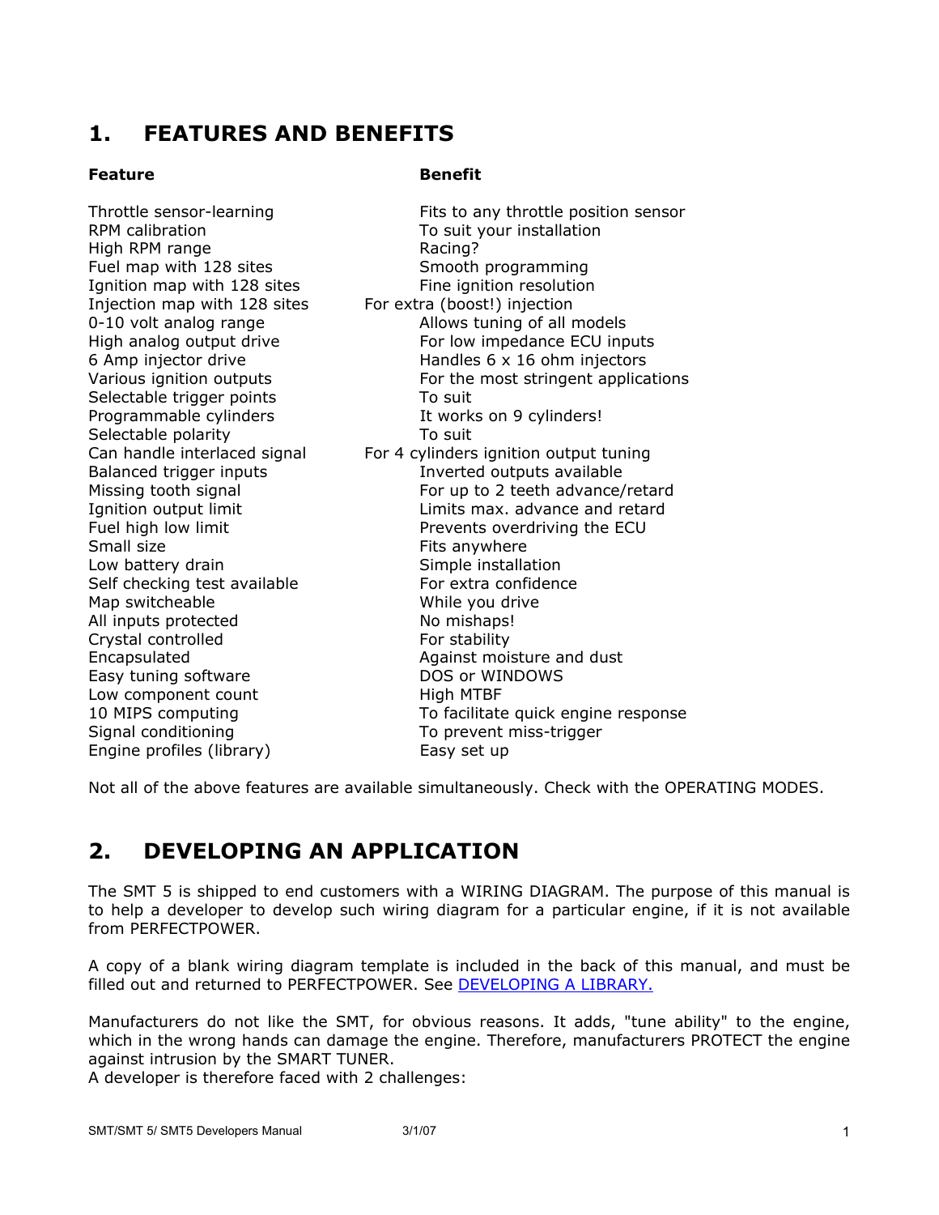## 1. FEATURES AND BENEFITS

| Feature | Benefit |
| --- | --- |
| Throttle sensor-learning | Fits to any throttle position sensor |
| RPM calibration | To suit your installation |
| High RPM range | Racing? |
| Fuel map with 128 sites | Smooth programming |
| Ignition map with 128 sites | Fine ignition resolution |
| Injection map with 128 sites | For extra (boost!) injection |
| 0-10 volt analog range | Allows tuning of all models |
| High analog output drive | For low impedance ECU inputs |
| 6 Amp injector drive | Handles 6 x 16 ohm injectors |
| Various ignition outputs | For the most stringent applications |
| Selectable trigger points | To suit |
| Programmable cylinders | It works on 9 cylinders! |
| Selectable polarity | To suit |
| Can handle interlaced signal | For 4 cylinders ignition output tuning |
| Balanced trigger inputs | Inverted outputs available |
| Missing tooth signal | For up to 2 teeth advance/retard |
| Ignition output limit | Limits max. advance and retard |
| Fuel high low limit | Prevents overdriving the ECU |
| Small size | Fits anywhere |
| Low battery drain | Simple installation |
| Self checking test available | For extra confidence |
| Map switcheable | While you drive |
| All inputs protected | No mishaps! |
| Crystal controlled | For stability |
| Encapsulated | Against moisture and dust |
| Easy tuning software | DOS or WINDOWS |
| Low component count | High MTBF |
| 10 MIPS computing | To facilitate quick engine response |
| Signal conditioning | To prevent miss-trigger |
| Engine profiles (library) | Easy set up |

Not all of the above features are available simultaneously. Check with the OPERATING MODES.

## 2. DEVELOPING AN APPLICATION

The SMT 5 is shipped to end customers with a WIRING DIAGRAM. The purpose of this manual is to help a developer to develop such wiring diagram for a particular engine, if it is not available from PERFECTPOWER.

A copy of a blank wiring diagram template is included in the back of this manual, and must be filled out and returned to PERFECTPOWER. See [DEVELOPING A LIBRARY.]()

Manufacturers do not like the SMT, for obvious reasons. It adds, "tune ability" to the engine, which in the wrong hands can damage the engine. Therefore, manufacturers PROTECT the engine against intrusion by the SMART TUNER.
A developer is therefore faced with 2 challenges: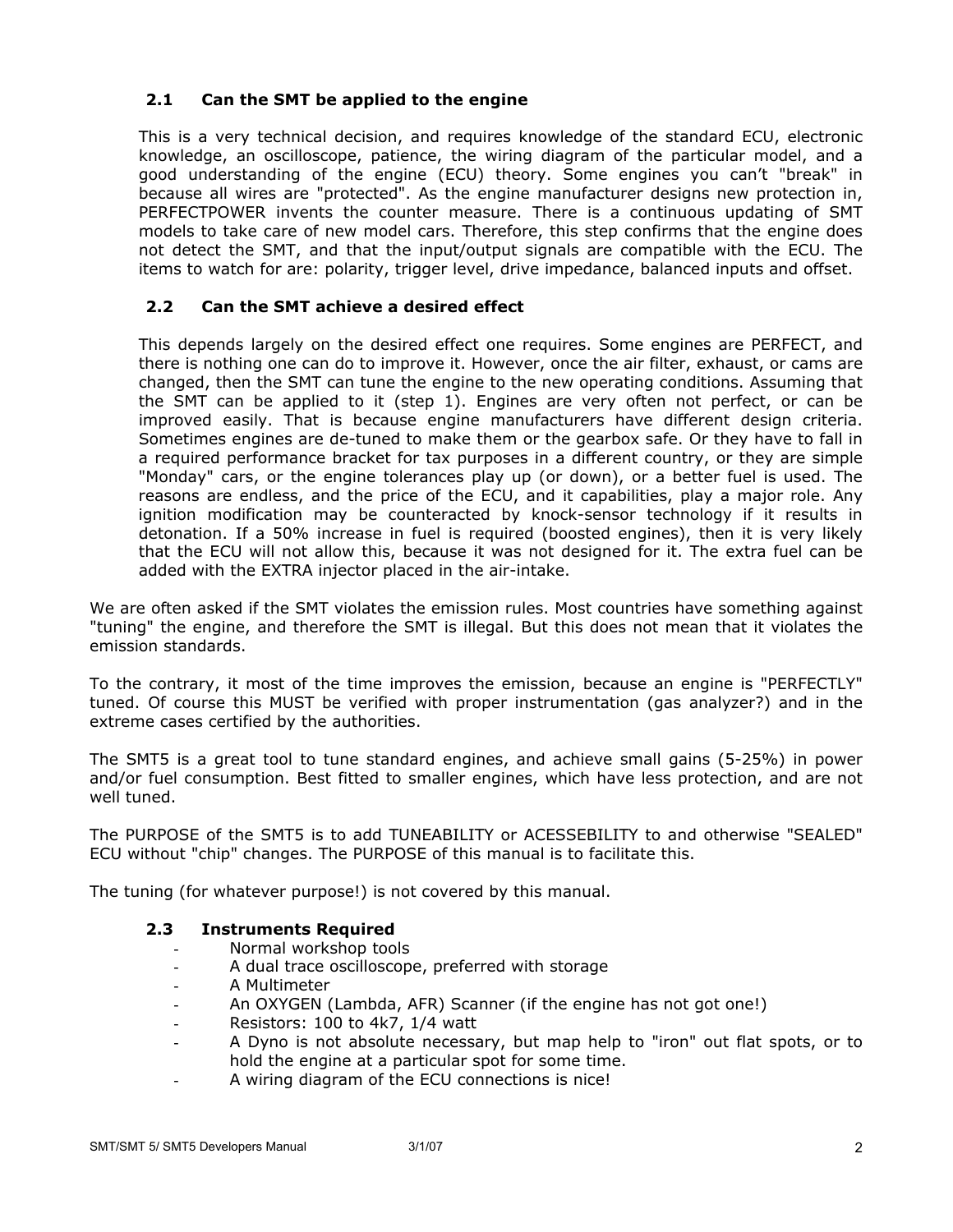### 2.1 Can the SMT be applied to the engine

This is a very technical decision, and requires knowledge of the standard ECU, electronic knowledge, an oscilloscope, patience, the wiring diagram of the particular model, and a good understanding of the engine (ECU) theory. Some engines you can't "break" in because all wires are "protected". As the engine manufacturer designs new protection in, PERFECTPOWER invents the counter measure. There is a continuous updating of SMT models to take care of new model cars. Therefore, this step confirms that the engine does not detect the SMT, and that the input/output signals are compatible with the ECU. The items to watch for are: polarity, trigger level, drive impedance, balanced inputs and offset.

### 2.2 Can the SMT achieve a desired effect

This depends largely on the desired effect one requires. Some engines are PERFECT, and there is nothing one can do to improve it. However, once the air filter, exhaust, or cams are changed, then the SMT can tune the engine to the new operating conditions. Assuming that the SMT can be applied to it (step 1). Engines are very often not perfect, or can be improved easily. That is because engine manufacturers have different design criteria. Sometimes engines are de-tuned to make them or the gearbox safe. Or they have to fall in a required performance bracket for tax purposes in a different country, or they are simple "Monday" cars, or the engine tolerances play up (or down), or a better fuel is used. The reasons are endless, and the price of the ECU, and it capabilities, play a major role. Any ignition modification may be counteracted by knock-sensor technology if it results in detonation. If a 50% increase in fuel is required (boosted engines), then it is very likely that the ECU will not allow this, because it was not designed for it. The extra fuel can be added with the EXTRA injector placed in the air-intake.

We are often asked if the SMT violates the emission rules. Most countries have something against "tuning" the engine, and therefore the SMT is illegal. But this does not mean that it violates the emission standards.

To the contrary, it most of the time improves the emission, because an engine is "PERFECTLY" tuned. Of course this MUST be verified with proper instrumentation (gas analyzer?) and in the extreme cases certified by the authorities.

The SMT5 is a great tool to tune standard engines, and achieve small gains (5-25%) in power and/or fuel consumption. Best fitted to smaller engines, which have less protection, and are not well tuned.

The PURPOSE of the SMT5 is to add TUNEABILITY or ACESSEBILITY to and otherwise "SEALED" ECU without "chip" changes. The PURPOSE of this manual is to facilitate this.

The tuning (for whatever purpose!) is not covered by this manual.

### 2.3 Instruments Required

- Normal workshop tools
- A dual trace oscilloscope, preferred with storage
- A Multimeter
- An OXYGEN (Lambda, AFR) Scanner (if the engine has not got one!)
- Resistors: 100 to 4k7, 1/4 watt
- A Dyno is not absolute necessary, but map help to "iron" out flat spots, or to hold the engine at a particular spot for some time.
- A wiring diagram of the ECU connections is nice!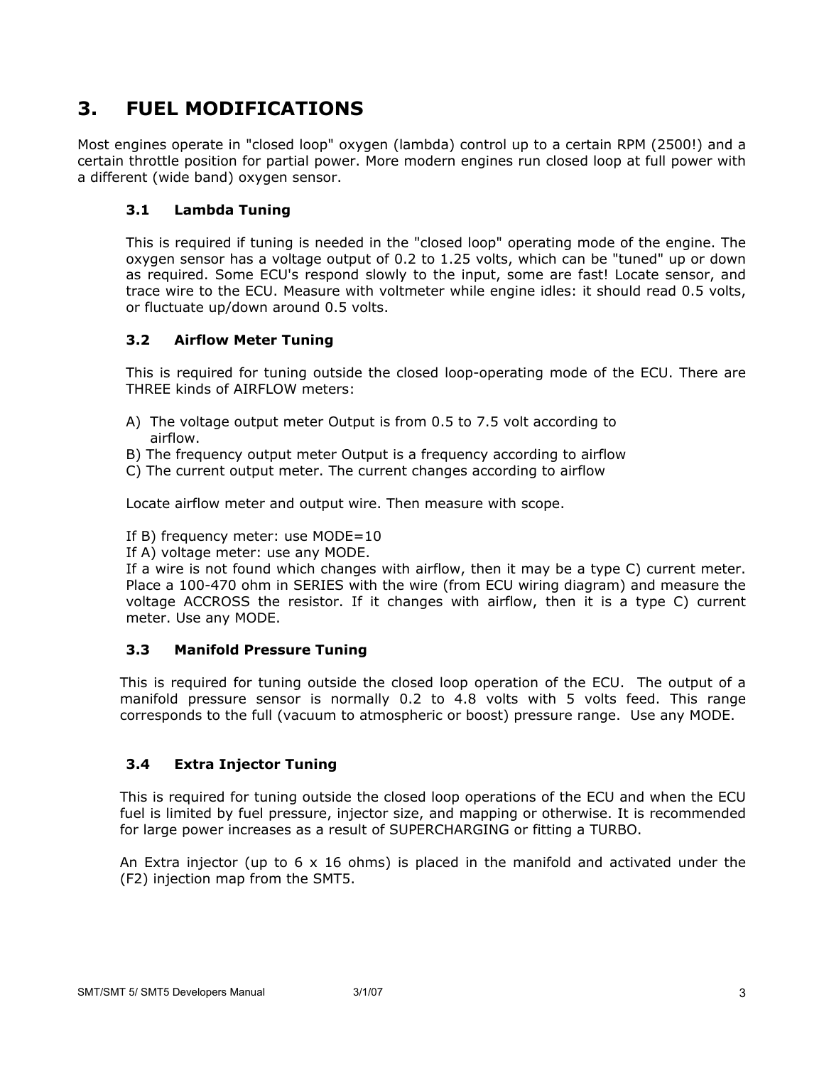# 3. FUEL MODIFICATIONS

Most engines operate in "closed loop" oxygen (lambda) control up to a certain RPM (2500!) and a certain throttle position for partial power. More modern engines run closed loop at full power with a different (wide band) oxygen sensor.

## 3.1 Lambda Tuning

This is required if tuning is needed in the "closed loop" operating mode of the engine. The oxygen sensor has a voltage output of 0.2 to 1.25 volts, which can be "tuned" up or down as required. Some ECU's respond slowly to the input, some are fast! Locate sensor, and trace wire to the ECU. Measure with voltmeter while engine idles: it should read 0.5 volts, or fluctuate up/down around 0.5 volts.

## 3.2 Airflow Meter Tuning

This is required for tuning outside the closed loop-operating mode of the ECU. There are THREE kinds of AIRFLOW meters:

A) The voltage output meter Output is from 0.5 to 7.5 volt according to airflow.
B) The frequency output meter Output is a frequency according to airflow
C) The current output meter. The current changes according to airflow

Locate airflow meter and output wire. Then measure with scope.

If B) frequency meter: use MODE=10
If A) voltage meter: use any MODE.
If a wire is not found which changes with airflow, then it may be a type C) current meter. Place a 100-470 ohm in SERIES with the wire (from ECU wiring diagram) and measure the voltage ACCROSS the resistor. If it changes with airflow, then it is a type C) current meter. Use any MODE.

## 3.3 Manifold Pressure Tuning

This is required for tuning outside the closed loop operation of the ECU. The output of a manifold pressure sensor is normally 0.2 to 4.8 volts with 5 volts feed. This range corresponds to the full (vacuum to atmospheric or boost) pressure range. Use any MODE.

## 3.4 Extra Injector Tuning

This is required for tuning outside the closed loop operations of the ECU and when the ECU fuel is limited by fuel pressure, injector size, and mapping or otherwise. It is recommended for large power increases as a result of SUPERCHARGING or fitting a TURBO.

An Extra injector (up to 6 x 16 ohms) is placed in the manifold and activated under the (F2) injection map from the SMT5.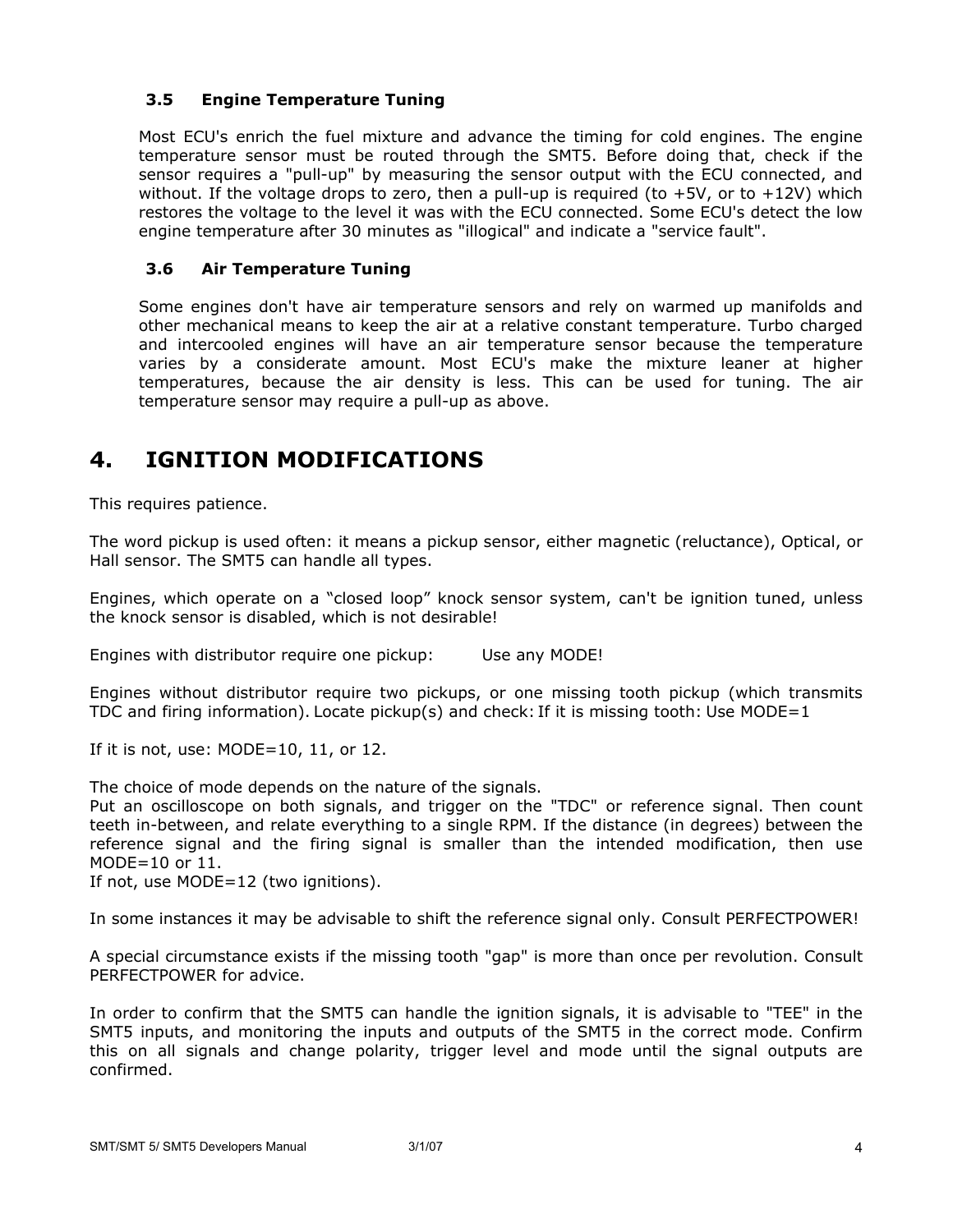### 3.5 Engine Temperature Tuning

Most ECU's enrich the fuel mixture and advance the timing for cold engines. The engine temperature sensor must be routed through the SMT5. Before doing that, check if the sensor requires a "pull-up" by measuring the sensor output with the ECU connected, and without. If the voltage drops to zero, then a pull-up is required (to +5V, or to +12V) which restores the voltage to the level it was with the ECU connected. Some ECU's detect the low engine temperature after 30 minutes as "illogical" and indicate a "service fault".

### 3.6 Air Temperature Tuning

Some engines don't have air temperature sensors and rely on warmed up manifolds and other mechanical means to keep the air at a relative constant temperature. Turbo charged and intercooled engines will have an air temperature sensor because the temperature varies by a considerate amount. Most ECU's make the mixture leaner at higher temperatures, because the air density is less. This can be used for tuning. The air temperature sensor may require a pull-up as above.

# 4. IGNITION MODIFICATIONS

This requires patience.

The word pickup is used often: it means a pickup sensor, either magnetic (reluctance), Optical, or Hall sensor. The SMT5 can handle all types.

Engines, which operate on a “closed loop” knock sensor system, can't be ignition tuned, unless the knock sensor is disabled, which is not desirable!

Engines with distributor require one pickup: Use any MODE!

Engines without distributor require two pickups, or one missing tooth pickup (which transmits TDC and firing information). Locate pickup(s) and check: If it is missing tooth: Use MODE=1

If it is not, use: MODE=10, 11, or 12.

The choice of mode depends on the nature of the signals.
Put an oscilloscope on both signals, and trigger on the "TDC" or reference signal. Then count teeth in-between, and relate everything to a single RPM. If the distance (in degrees) between the reference signal and the firing signal is smaller than the intended modification, then use MODE=10 or 11.
If not, use MODE=12 (two ignitions).

In some instances it may be advisable to shift the reference signal only. Consult PERFECTPOWER!

A special circumstance exists if the missing tooth "gap" is more than once per revolution. Consult PERFECTPOWER for advice.

In order to confirm that the SMT5 can handle the ignition signals, it is advisable to "TEE" in the SMT5 inputs, and monitoring the inputs and outputs of the SMT5 in the correct mode. Confirm this on all signals and change polarity, trigger level and mode until the signal outputs are confirmed.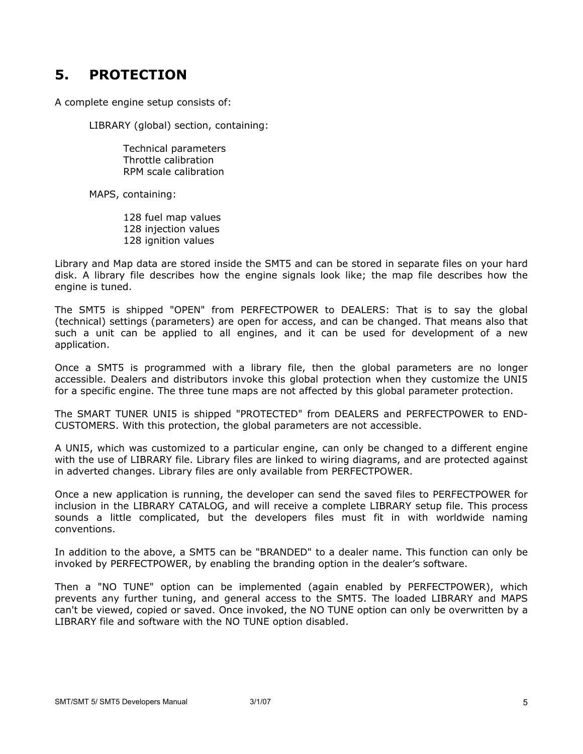## 5. PROTECTION

A complete engine setup consists of:

LIBRARY (global) section, containing:

Technical parameters
Throttle calibration
RPM scale calibration

MAPS, containing:

128 fuel map values
128 injection values
128 ignition values

Library and Map data are stored inside the SMT5 and can be stored in separate files on your hard disk. A library file describes how the engine signals look like; the map file describes how the engine is tuned.

The SMT5 is shipped "OPEN" from PERFECTPOWER to DEALERS: That is to say the global (technical) settings (parameters) are open for access, and can be changed. That means also that such a unit can be applied to all engines, and it can be used for development of a new application.

Once a SMT5 is programmed with a library file, then the global parameters are no longer accessible. Dealers and distributors invoke this global protection when they customize the UNI5 for a specific engine. The three tune maps are not affected by this global parameter protection.

The SMART TUNER UNI5 is shipped "PROTECTED" from DEALERS and PERFECTPOWER to END-CUSTOMERS. With this protection, the global parameters are not accessible.

A UNI5, which was customized to a particular engine, can only be changed to a different engine with the use of LIBRARY file. Library files are linked to wiring diagrams, and are protected against in adverted changes. Library files are only available from PERFECTPOWER.

Once a new application is running, the developer can send the saved files to PERFECTPOWER for inclusion in the LIBRARY CATALOG, and will receive a complete LIBRARY setup file. This process sounds a little complicated, but the developers files must fit in with worldwide naming conventions.

In addition to the above, a SMT5 can be "BRANDED" to a dealer name. This function can only be invoked by PERFECTPOWER, by enabling the branding option in the dealer's software.

Then a "NO TUNE" option can be implemented (again enabled by PERFECTPOWER), which prevents any further tuning, and general access to the SMT5. The loaded LIBRARY and MAPS can't be viewed, copied or saved. Once invoked, the NO TUNE option can only be overwritten by a LIBRARY file and software with the NO TUNE option disabled.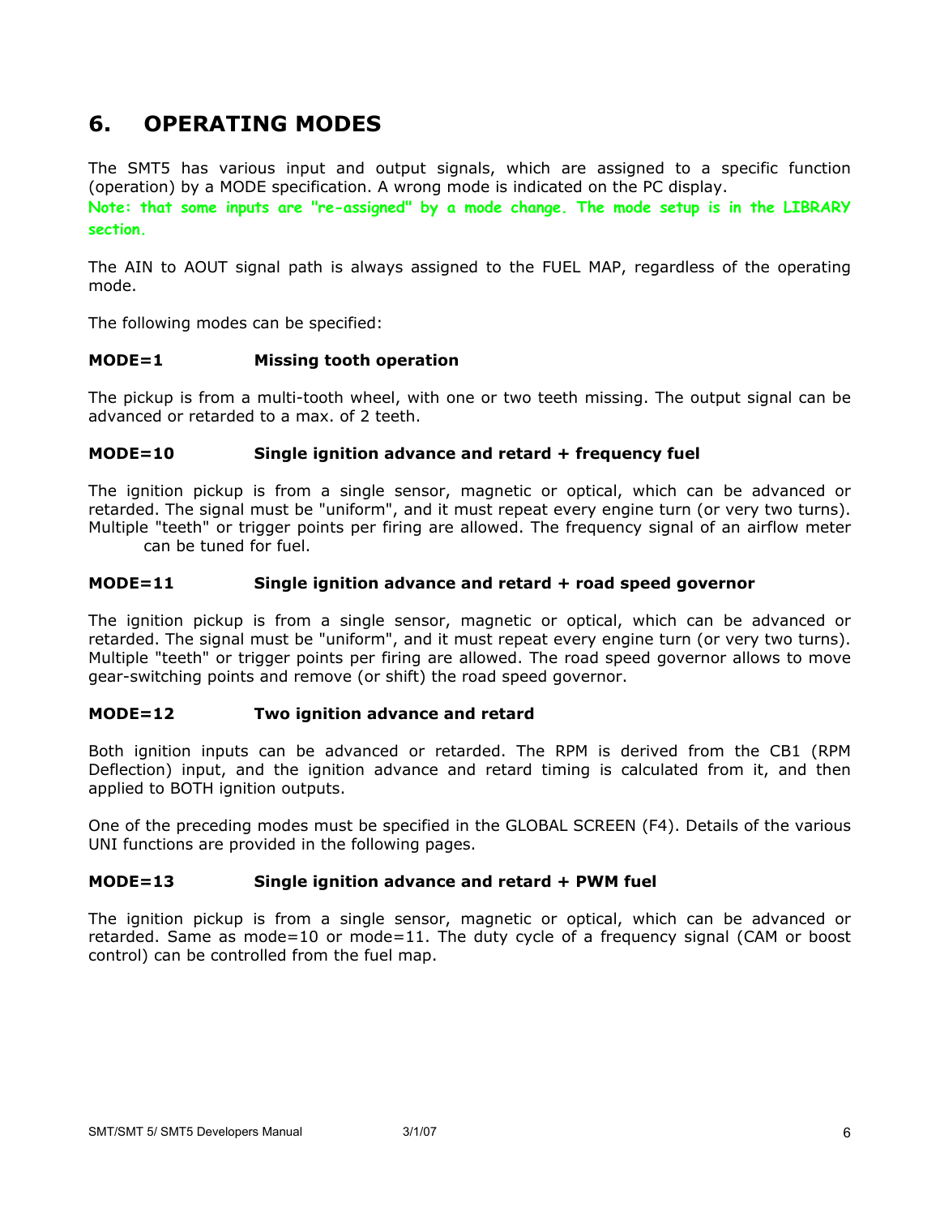# 6. OPERATING MODES

The SMT5 has various input and output signals, which are assigned to a specific function (operation) by a MODE specification. A wrong mode is indicated on the PC display.

**Note: that some inputs are "re-assigned" by a mode change. The mode setup is in the LIBRARY section.**

The AIN to AOUT signal path is always assigned to the FUEL MAP, regardless of the operating mode.

The following modes can be specified:

**MODE=1 Missing tooth operation**

The pickup is from a multi-tooth wheel, with one or two teeth missing. The output signal can be advanced or retarded to a max. of 2 teeth.

**MODE=10 Single ignition advance and retard + frequency fuel**

The ignition pickup is from a single sensor, magnetic or optical, which can be advanced or retarded. The signal must be "uniform", and it must repeat every engine turn (or very two turns). Multiple "teeth" or trigger points per firing are allowed. The frequency signal of an airflow meter can be tuned for fuel.

**MODE=11 Single ignition advance and retard + road speed governor**

The ignition pickup is from a single sensor, magnetic or optical, which can be advanced or retarded. The signal must be "uniform", and it must repeat every engine turn (or very two turns). Multiple "teeth" or trigger points per firing are allowed. The road speed governor allows to move gear-switching points and remove (or shift) the road speed governor.

**MODE=12 Two ignition advance and retard**

Both ignition inputs can be advanced or retarded. The RPM is derived from the CB1 (RPM Deflection) input, and the ignition advance and retard timing is calculated from it, and then applied to BOTH ignition outputs.

One of the preceding modes must be specified in the GLOBAL SCREEN (F4). Details of the various UNI functions are provided in the following pages.

**MODE=13 Single ignition advance and retard + PWM fuel**

The ignition pickup is from a single sensor, magnetic or optical, which can be advanced or retarded. Same as mode=10 or mode=11. The duty cycle of a frequency signal (CAM or boost control) can be controlled from the fuel map.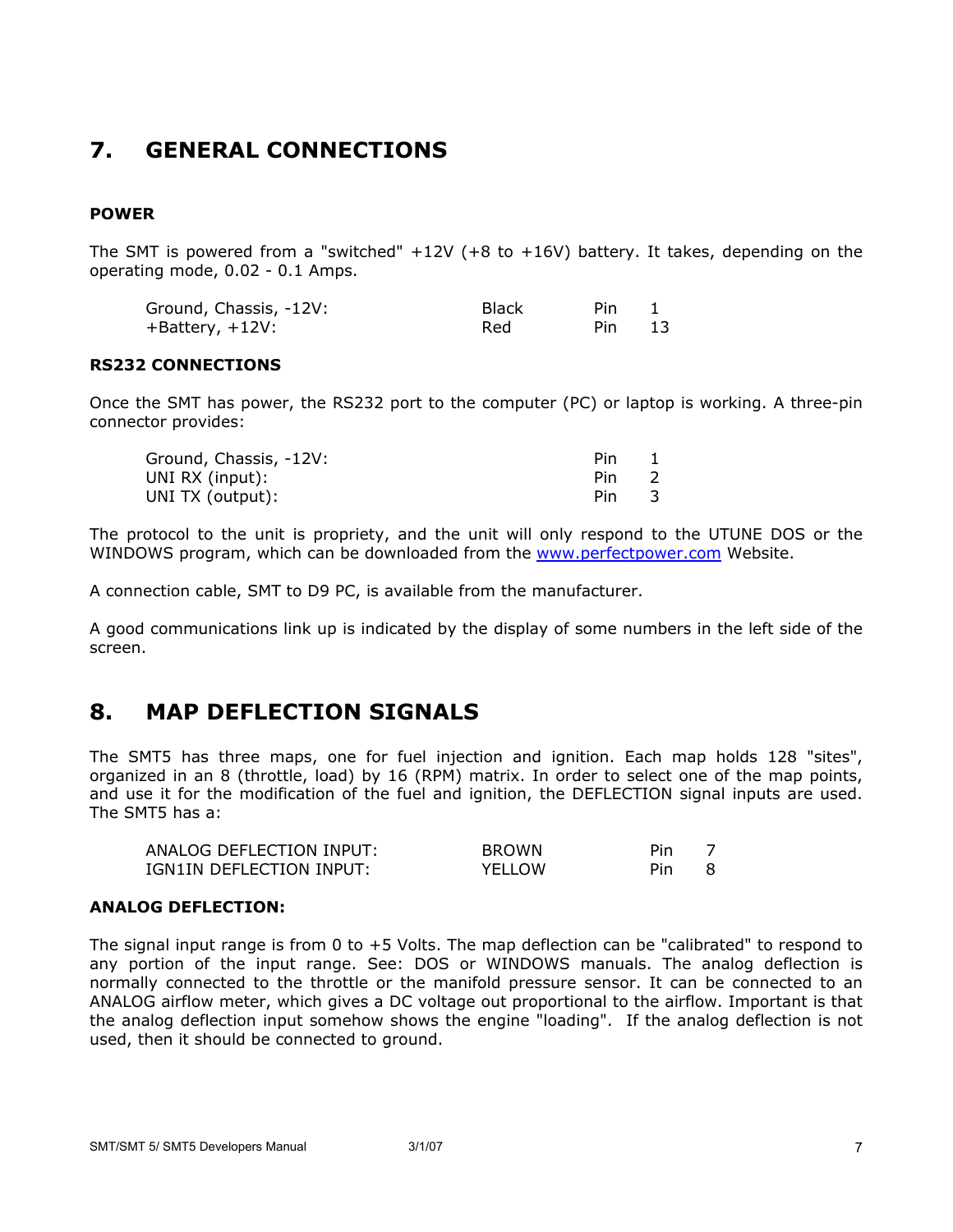# 7. GENERAL CONNECTIONS

### POWER

The SMT is powered from a "switched" +12V (+8 to +16V) battery. It takes, depending on the operating mode, 0.02 - 0.1 Amps.

| | | | |
|---|---|---|---|
| Ground, Chassis, -12V: | Black | Pin | 1 |
| +Battery, +12V: | Red | Pin | 13 |

### RS232 CONNECTIONS

Once the SMT has power, the RS232 port to the computer (PC) or laptop is working. A three-pin connector provides:

| | | |
|---|---|---|
| Ground, Chassis, -12V: | Pin | 1 |
| UNI RX (input): | Pin | 2 |
| UNI TX (output): | Pin | 3 |

The protocol to the unit is propriety, and the unit will only respond to the UTUNE DOS or the WINDOWS program, which can be downloaded from the www.perfectpower.com Website.

A connection cable, SMT to D9 PC, is available from the manufacturer.

A good communications link up is indicated by the display of some numbers in the left side of the screen.

# 8. MAP DEFLECTION SIGNALS

The SMT5 has three maps, one for fuel injection and ignition. Each map holds 128 "sites", organized in an 8 (throttle, load) by 16 (RPM) matrix. In order to select one of the map points, and use it for the modification of the fuel and ignition, the DEFLECTION signal inputs are used. The SMT5 has a:

| | | | |
|---|---|---|---|
| ANALOG DEFLECTION INPUT: | BROWN | Pin | 7 |
| IGN1IN DEFLECTION INPUT: | YELLOW | Pin | 8 |

### ANALOG DEFLECTION:

The signal input range is from 0 to +5 Volts. The map deflection can be "calibrated" to respond to any portion of the input range. See: DOS or WINDOWS manuals. The analog deflection is normally connected to the throttle or the manifold pressure sensor. It can be connected to an ANALOG airflow meter, which gives a DC voltage out proportional to the airflow. Important is that the analog deflection input somehow shows the engine "loading". If the analog deflection is not used, then it should be connected to ground.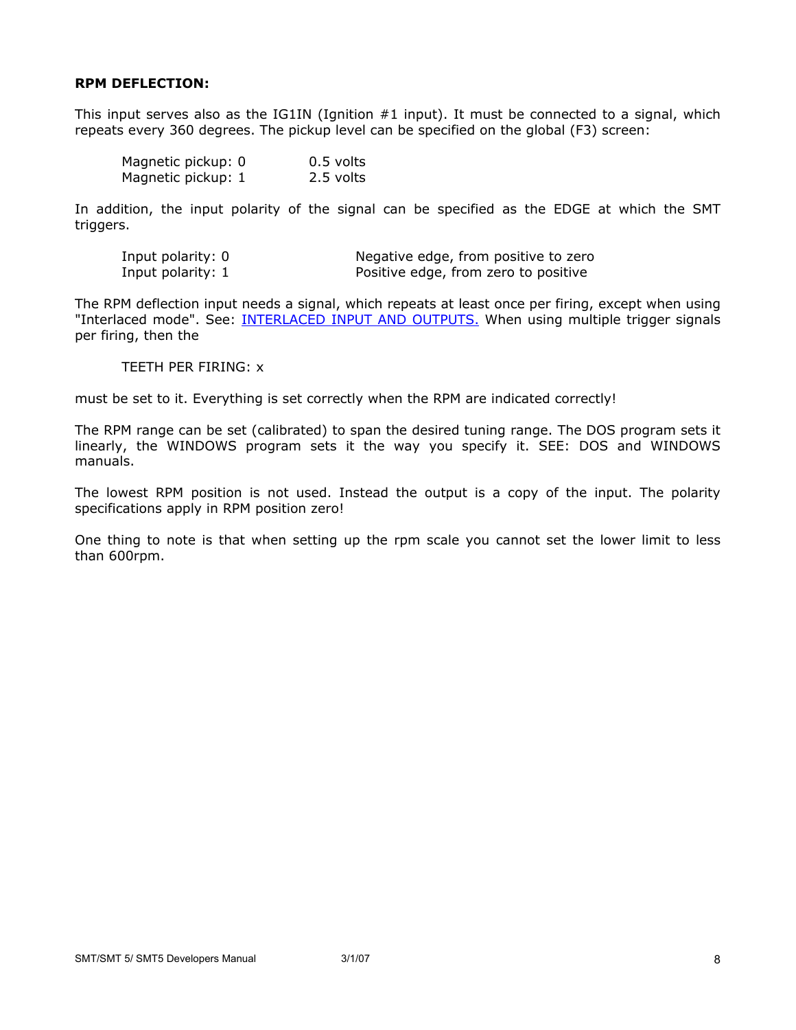**RPM DEFLECTION:**

This input serves also as the IG1IN (Ignition #1 input). It must be connected to a signal, which repeats every 360 degrees. The pickup level can be specified on the global (F3) screen:

| | |
|---|---|
| Magnetic pickup: 0 | 0.5 volts |
| Magnetic pickup: 1 | 2.5 volts |

In addition, the input polarity of the signal can be specified as the EDGE at which the SMT triggers.

| | |
|---|---|
| Input polarity: 0 | Negative edge, from positive to zero |
| Input polarity: 1 | Positive edge, from zero to positive |

The RPM deflection input needs a signal, which repeats at least once per firing, except when using "Interlaced mode". See: INTERLACED INPUT AND OUTPUTS. When using multiple trigger signals per firing, then the

TEETH PER FIRING: x

must be set to it. Everything is set correctly when the RPM are indicated correctly!

The RPM range can be set (calibrated) to span the desired tuning range. The DOS program sets it linearly, the WINDOWS program sets it the way you specify it. SEE: DOS and WINDOWS manuals.

The lowest RPM position is not used. Instead the output is a copy of the input. The polarity specifications apply in RPM position zero!

One thing to note is that when setting up the rpm scale you cannot set the lower limit to less than 600rpm.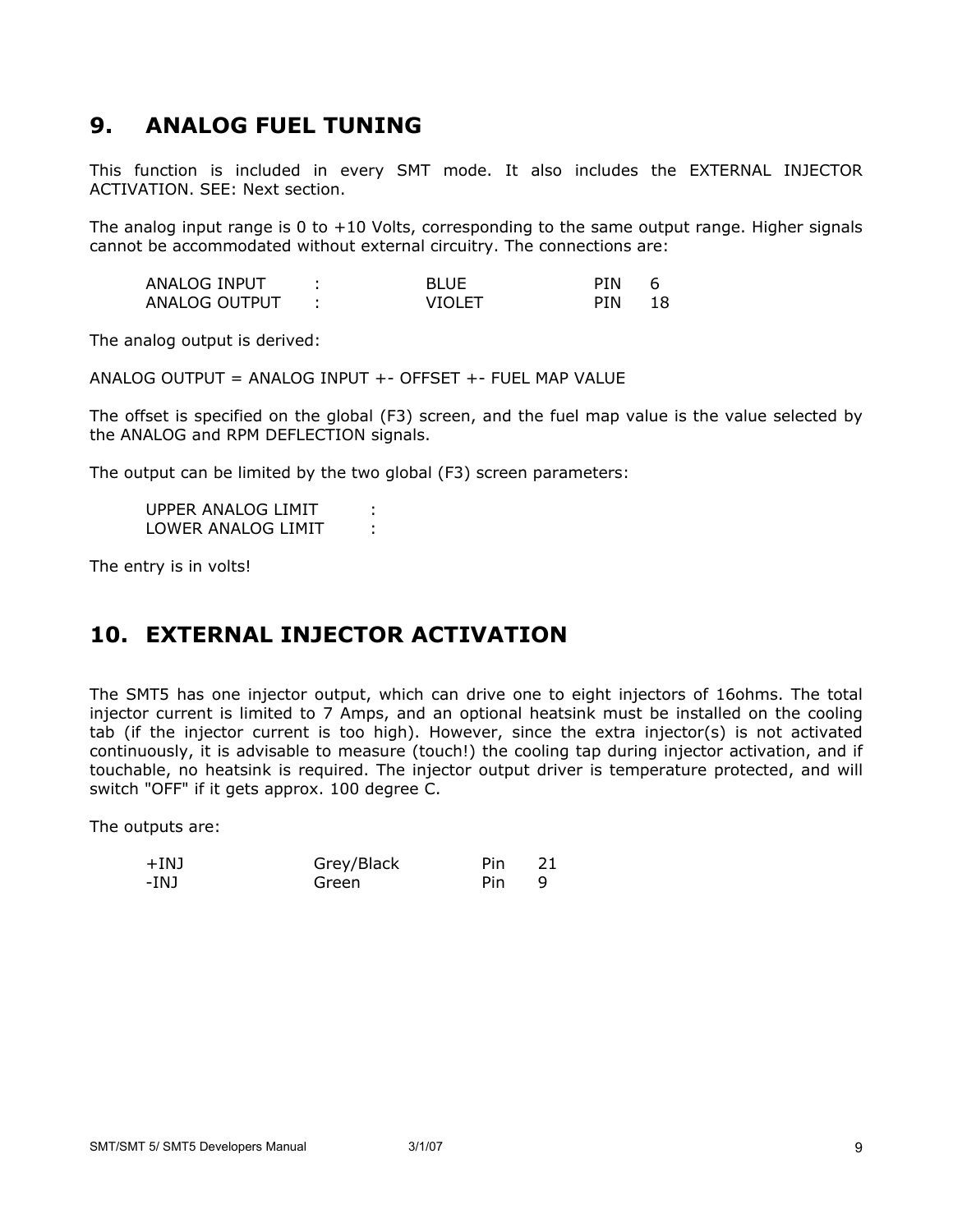## 9. ANALOG FUEL TUNING

This function is included in every SMT mode. It also includes the EXTERNAL INJECTOR ACTIVATION. SEE: Next section.

The analog input range is 0 to +10 Volts, corresponding to the same output range. Higher signals cannot be accommodated without external circuitry. The connections are:

| | | | | |
|---|---|---|---|---|
| ANALOG INPUT | : | BLUE | PIN | 6 |
| ANALOG OUTPUT | : | VIOLET | PIN | 18 |

The analog output is derived:

ANALOG OUTPUT = ANALOG INPUT +- OFFSET +- FUEL MAP VALUE

The offset is specified on the global (F3) screen, and the fuel map value is the value selected by the ANALOG and RPM DEFLECTION signals.

The output can be limited by the two global (F3) screen parameters:

UPPER ANALOG LIMIT :
LOWER ANALOG LIMIT :

The entry is in volts!

## 10. EXTERNAL INJECTOR ACTIVATION

The SMT5 has one injector output, which can drive one to eight injectors of 16ohms. The total injector current is limited to 7 Amps, and an optional heatsink must be installed on the cooling tab (if the injector current is too high). However, since the extra injector(s) is not activated continuously, it is advisable to measure (touch!) the cooling tap during injector activation, and if touchable, no heatsink is required. The injector output driver is temperature protected, and will switch "OFF" if it gets approx. 100 degree C.

The outputs are:

| | | | |
|---|---|---|---|
| +INJ | Grey/Black | Pin | 21 |
| -INJ | Green | Pin | 9 |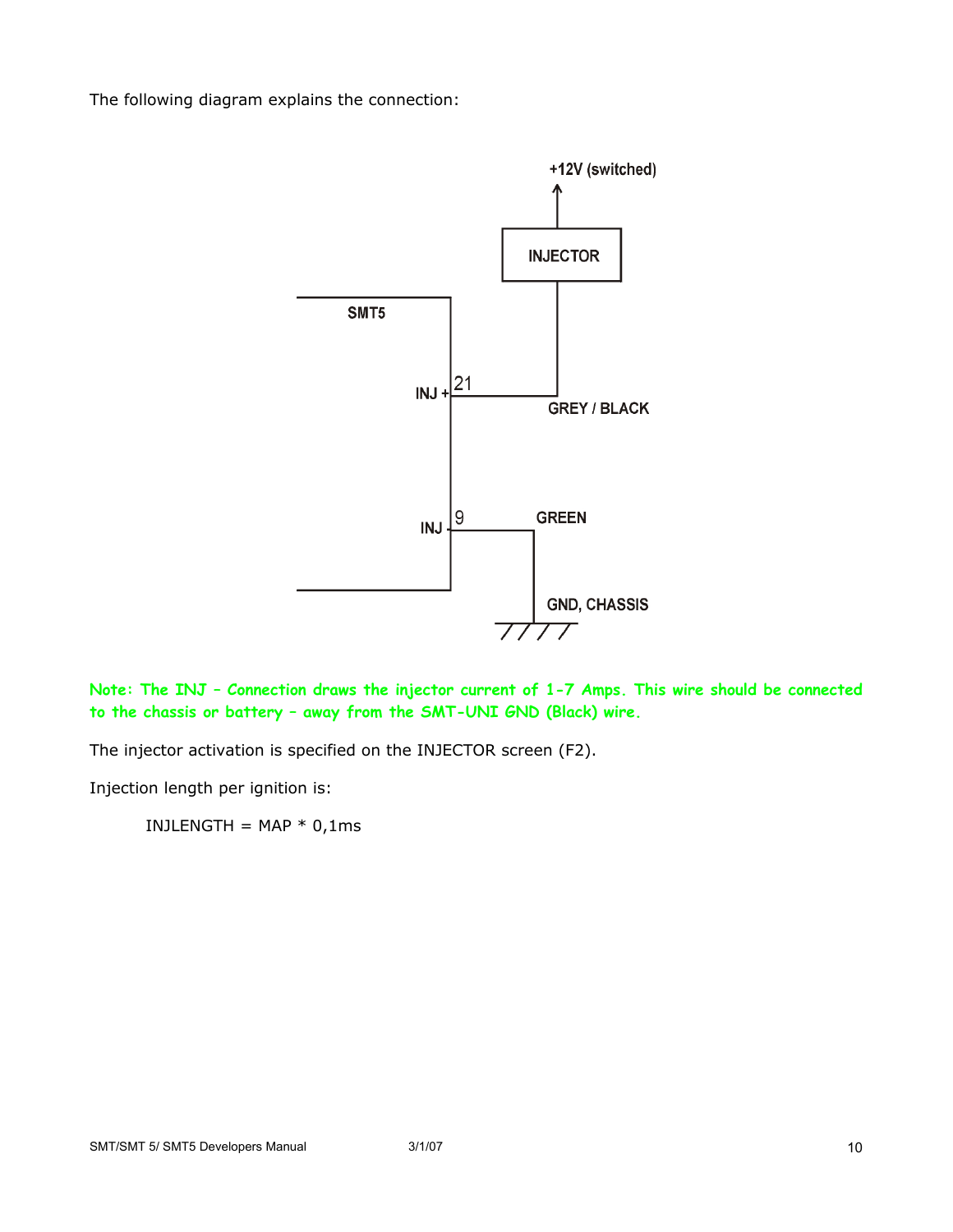The following diagram explains the connection:

+12V (switched)

INJECTOR

SMT5

INJ + 21

GREY / BLACK

INJ - 9

GREEN

GND, CHASSIS

**Note: The INJ – Connection draws the injector current of 1-7 Amps. This wire should be connected to the chassis or battery – away from the SMT-UNI GND (Black) wire.**

The injector activation is specified on the INJECTOR screen (F2).

Injection length per ignition is:

INJLENGTH = MAP * 0,1ms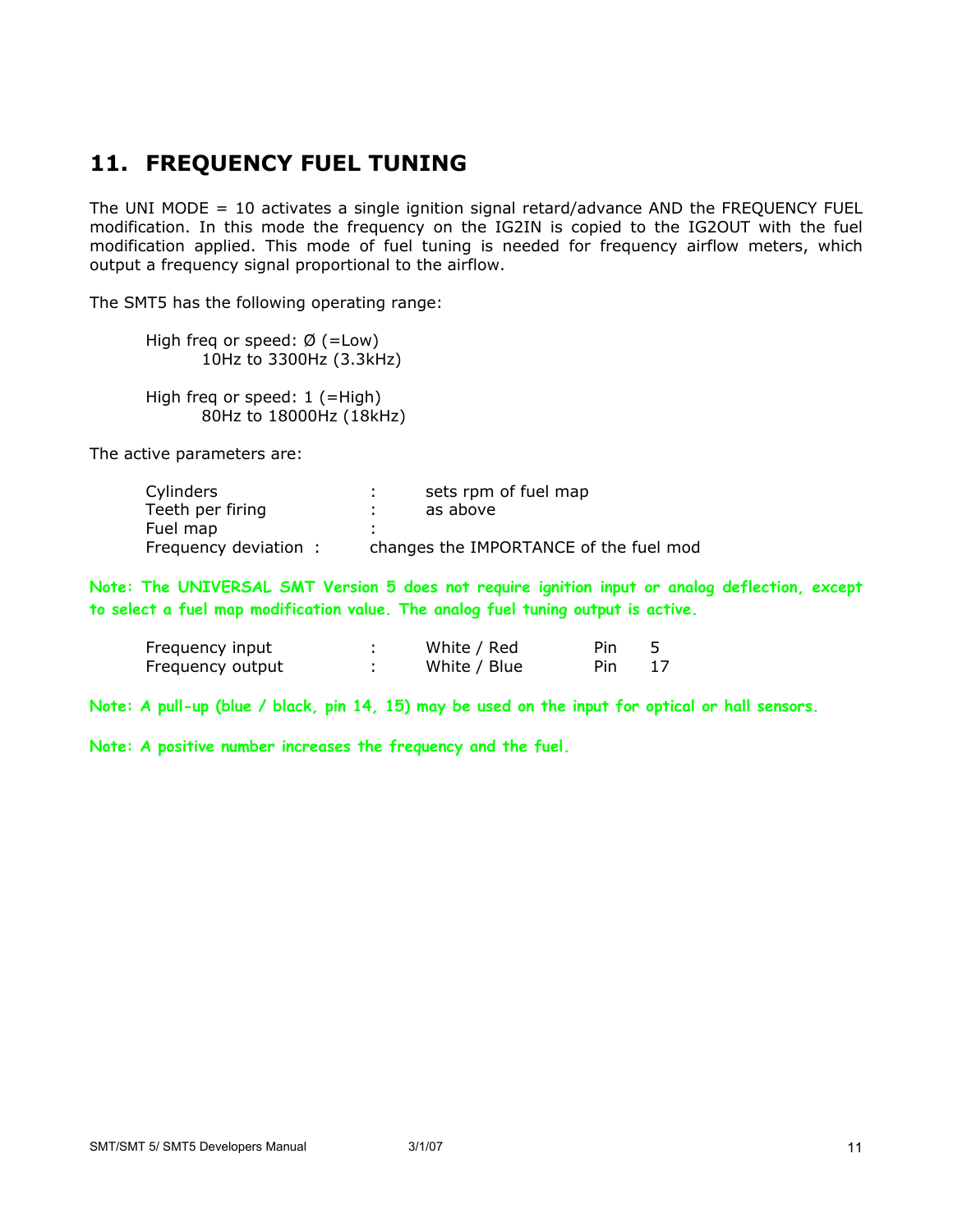## 11. FREQUENCY FUEL TUNING

The UNI MODE = 10 activates a single ignition signal retard/advance AND the FREQUENCY FUEL modification. In this mode the frequency on the IG2IN is copied to the IG2OUT with the fuel modification applied. This mode of fuel tuning is needed for frequency airflow meters, which output a frequency signal proportional to the airflow.

The SMT5 has the following operating range:

High freq or speed: Ø (=Low)
10Hz to 3300Hz (3.3kHz)

High freq or speed: 1 (=High)
80Hz to 18000Hz (18kHz)

The active parameters are:

| | | |
|---|---|---|
| Cylinders | : | sets rpm of fuel map |
| Teeth per firing | : | as above |
| Fuel map | : | |
| Frequency deviation | : | changes the IMPORTANCE of the fuel mod |

**Note: The UNIVERSAL SMT Version 5 does not require ignition input or analog deflection, except to select a fuel map modification value. The analog fuel tuning output is active.**

| | | | | |
|---|---|---|---|---|
| Frequency input | : | White / Red | Pin | 5 |
| Frequency output | : | White / Blue | Pin | 17 |

**Note: A pull-up (blue / black, pin 14, 15) may be used on the input for optical or hall sensors.**

**Note: A positive number increases the frequency and the fuel.**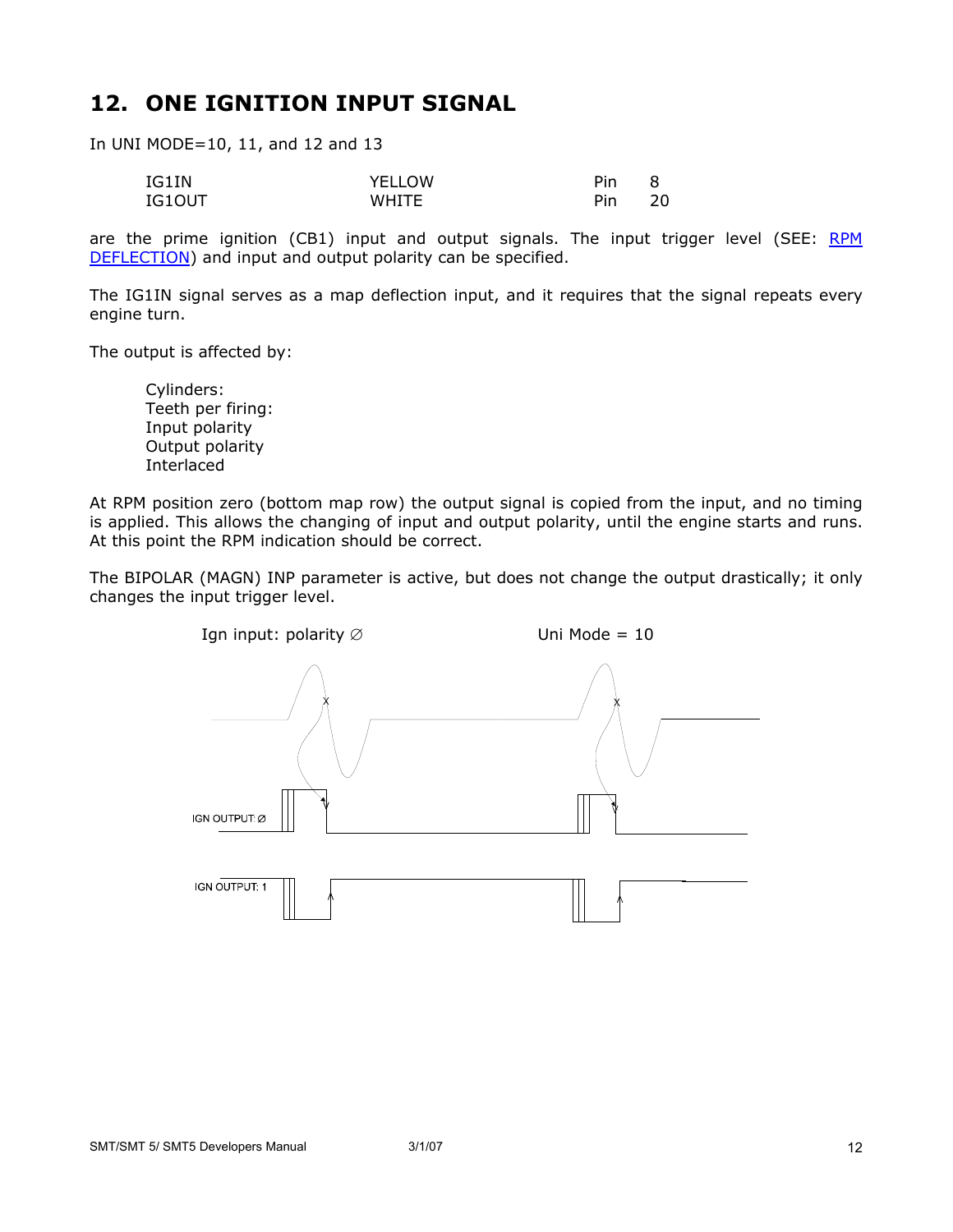# 12. ONE IGNITION INPUT SIGNAL

In UNI MODE=10, 11, and 12 and 13

| | | | |
|---|---|---|---|
| IG1IN | YELLOW | Pin | 8 |
| IG1OUT | WHITE | Pin | 20 |

are the prime ignition (CB1) input and output signals. The input trigger level (SEE: RPM DEFLECTION) and input and output polarity can be specified.

The IG1IN signal serves as a map deflection input, and it requires that the signal repeats every engine turn.

The output is affected by:

Cylinders:
Teeth per firing:
Input polarity
Output polarity
Interlaced

At RPM position zero (bottom map row) the output signal is copied from the input, and no timing is applied. This allows the changing of input and output polarity, until the engine starts and runs. At this point the RPM indication should be correct.

The BIPOLAR (MAGN) INP parameter is active, but does not change the output drastically; it only changes the input trigger level.

Ign input: polarity ∅ Uni Mode = 10

IGN OUTPUT ∅

IGN OUTPUT: 1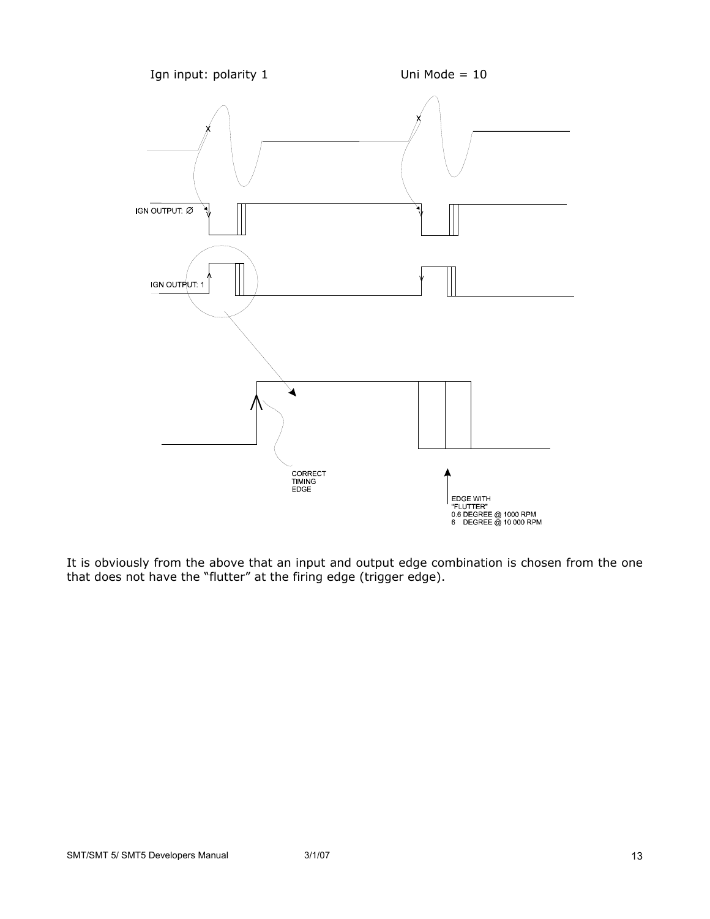Ign input: polarity 1 Uni Mode = 10

IGN OUTPUT: Ø

IGN OUTPUT: 1

CORRECT TIMING EDGE

EDGE WITH "FLUTTER" 0.6 DEGREE @ 1000 RPM 6 DEGREE @ 10 000 RPM

It is obviously from the above that an input and output edge combination is chosen from the one that does not have the "flutter" at the firing edge (trigger edge).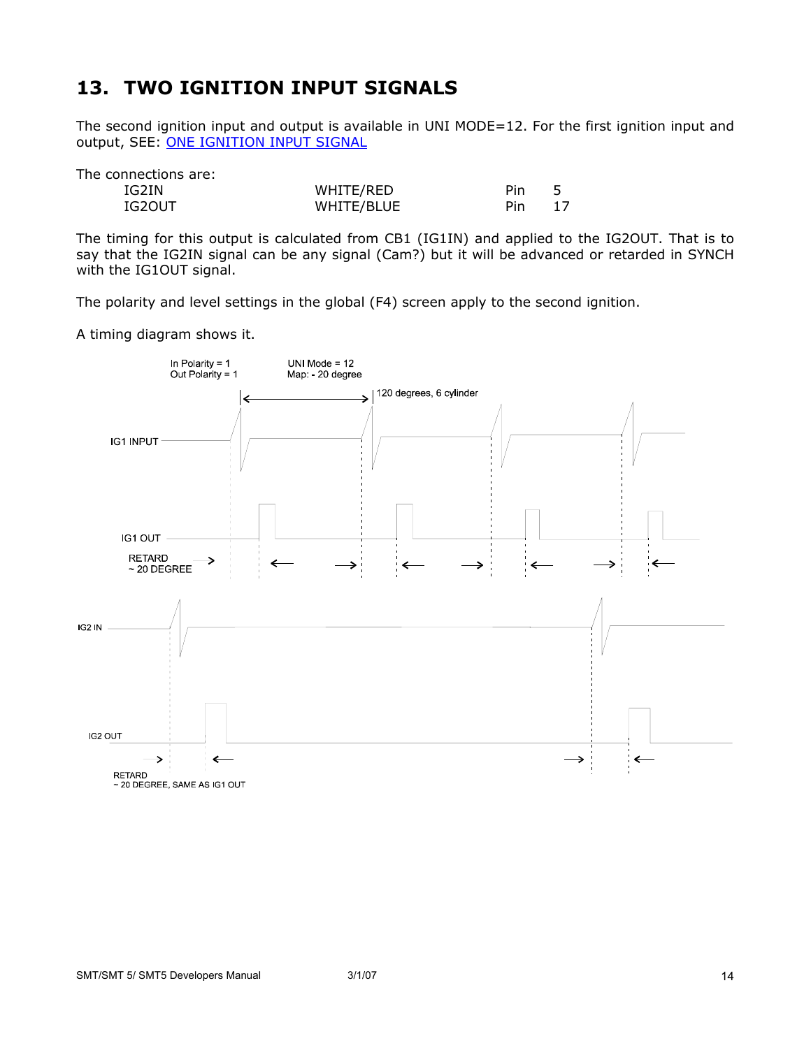## 13. TWO IGNITION INPUT SIGNALS

The second ignition input and output is available in UNI MODE=12. For the first ignition input and output, SEE: ONE IGNITION INPUT SIGNAL

The connections are:

| | | | |
|---|---|---|---|
| IG2IN | WHITE/RED | Pin | 5 |
| IG2OUT | WHITE/BLUE | Pin | 17 |

The timing for this output is calculated from CB1 (IG1IN) and applied to the IG2OUT. That is to say that the IG2IN signal can be any signal (Cam?) but it will be advanced or retarded in SYNCH with the IG1OUT signal.

The polarity and level settings in the global (F4) screen apply to the second ignition.

A timing diagram shows it.

In Polarity = 1
Out Polarity = 1

UNI Mode = 12
Map: - 20 degree

120 degrees, 6 cylinder

IG1 INPUT

IG1 OUT

RETARD
~ 20 DEGREE

IG2 IN

IG2 OUT

RETARD
~ 20 DEGREE, SAME AS IG1 OUT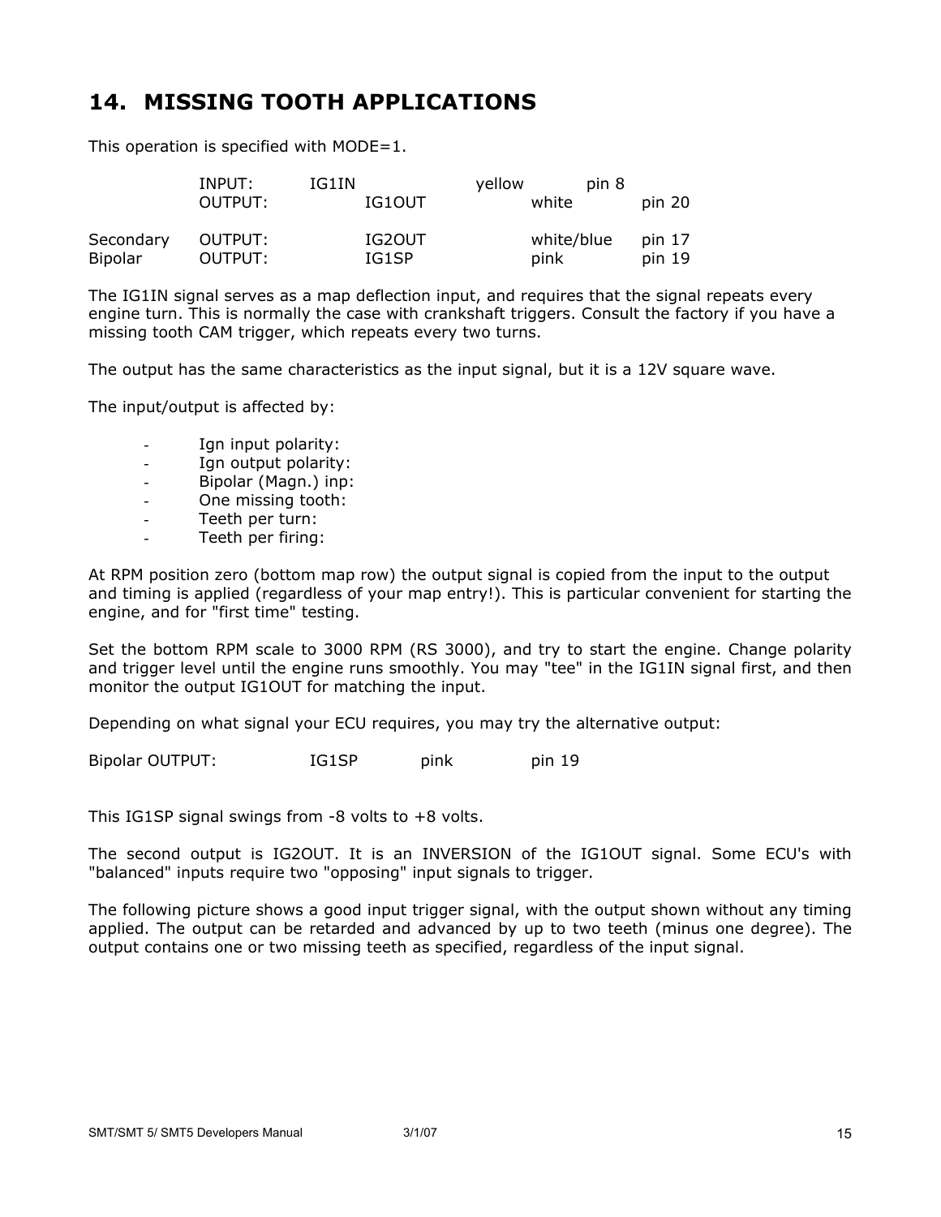# 14. MISSING TOOTH APPLICATIONS

This operation is specified with MODE=1.

| | | | | |
|---|---|---|---|---|
| | INPUT: | IG1IN | yellow | pin 8 |
| | OUTPUT: | IG1OUT | white | pin 20 |
| Secondary | OUTPUT: | IG2OUT | white/blue | pin 17 |
| Bipolar | OUTPUT: | IG1SP | pink | pin 19 |

The IG1IN signal serves as a map deflection input, and requires that the signal repeats every engine turn. This is normally the case with crankshaft triggers. Consult the factory if you have a missing tooth CAM trigger, which repeats every two turns.

The output has the same characteristics as the input signal, but it is a 12V square wave.

The input/output is affected by:

- Ign input polarity:
- Ign output polarity:
- Bipolar (Magn.) inp:
- One missing tooth:
- Teeth per turn:
- Teeth per firing:

At RPM position zero (bottom map row) the output signal is copied from the input to the output and timing is applied (regardless of your map entry!). This is particular convenient for starting the engine, and for "first time" testing.

Set the bottom RPM scale to 3000 RPM (RS 3000), and try to start the engine. Change polarity and trigger level until the engine runs smoothly. You may "tee" in the IG1IN signal first, and then monitor the output IG1OUT for matching the input.

Depending on what signal your ECU requires, you may try the alternative output:

Bipolar OUTPUT: IG1SP pink pin 19

This IG1SP signal swings from -8 volts to +8 volts.

The second output is IG2OUT. It is an INVERSION of the IG1OUT signal. Some ECU's with "balanced" inputs require two "opposing" input signals to trigger.

The following picture shows a good input trigger signal, with the output shown without any timing applied. The output can be retarded and advanced by up to two teeth (minus one degree). The output contains one or two missing teeth as specified, regardless of the input signal.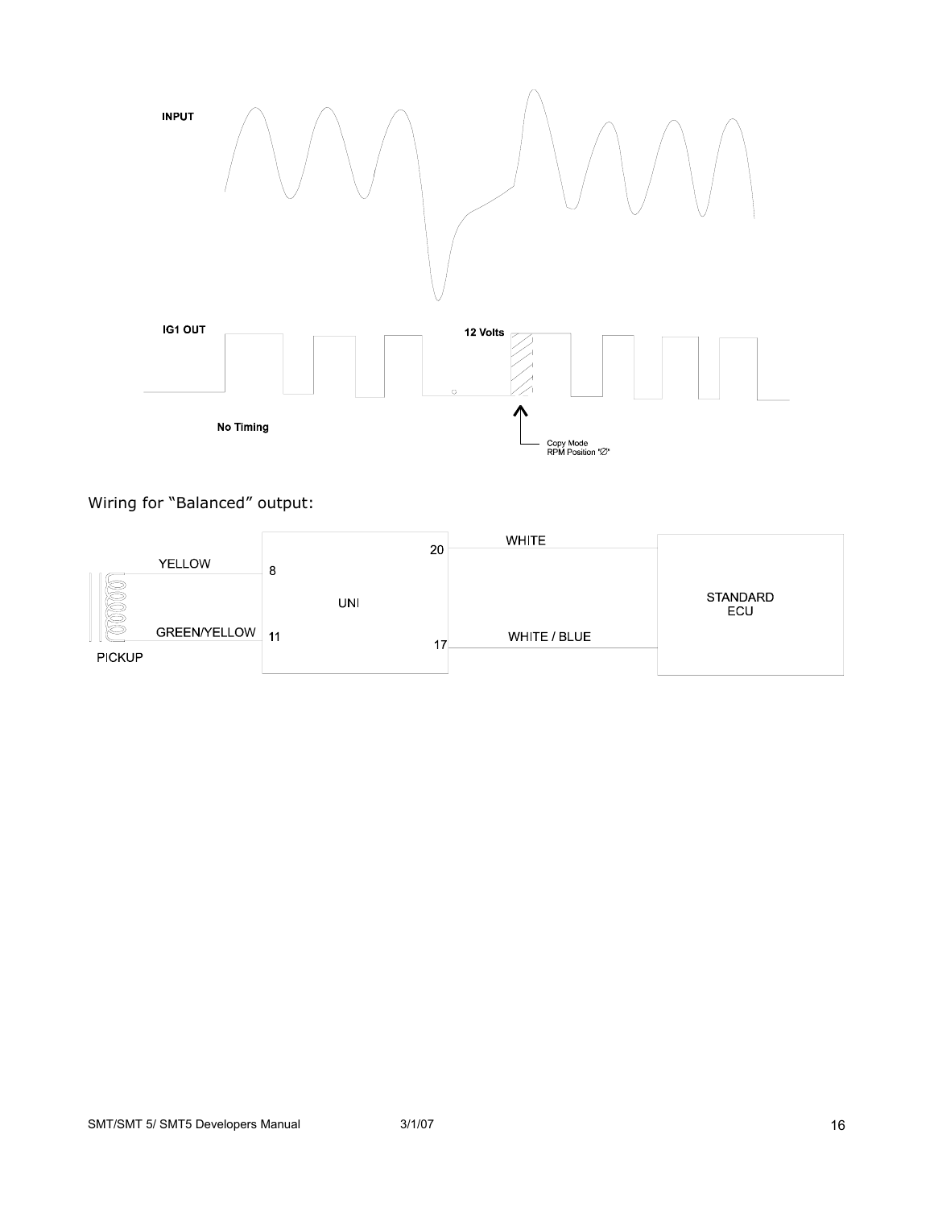INPUT

IG1 OUT

12 Volts

No Timing

Copy Mode
RPM Position "∅"

Wiring for "Balanced" output:

YELLOW

GREEN/YELLOW

PICKUP

8

11

UNI

20

17

WHITE

WHITE / BLUE

STANDARD
ECU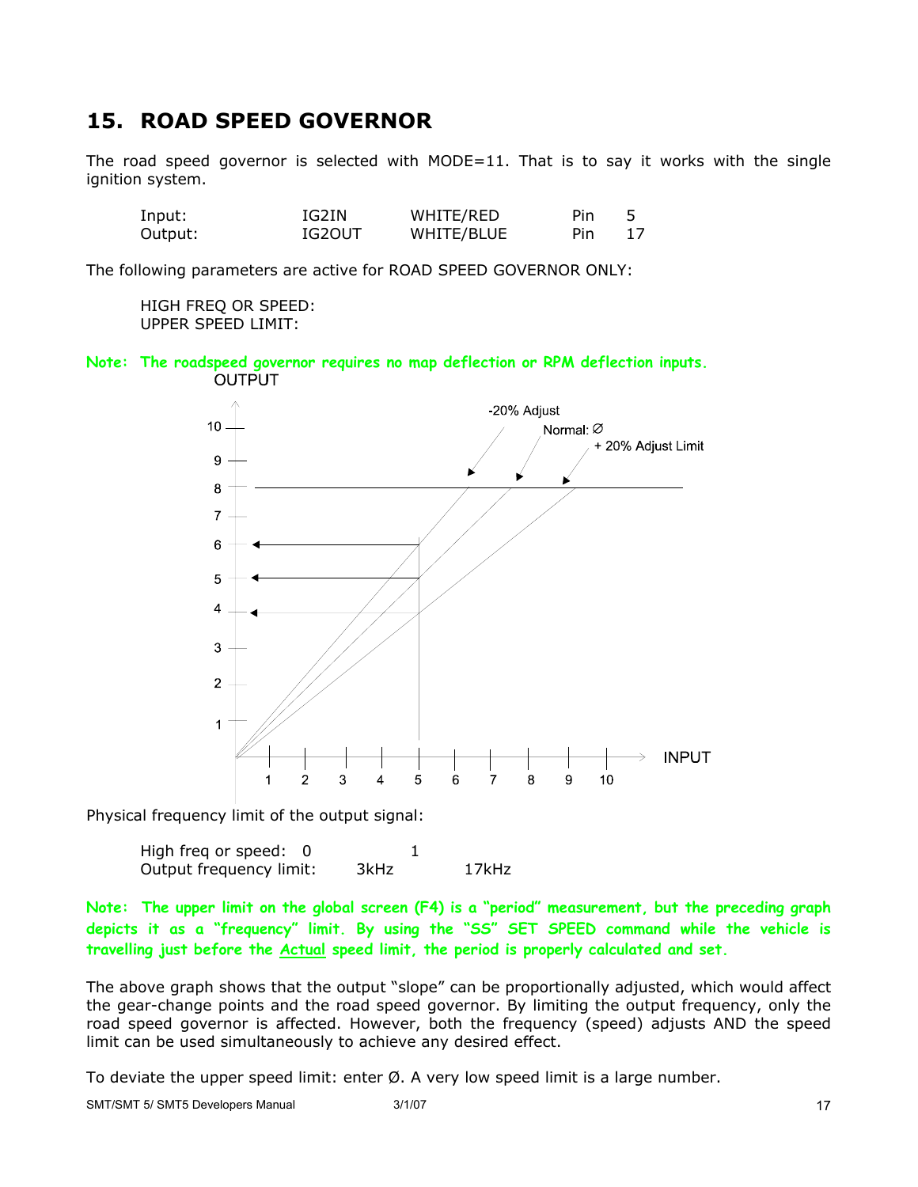# 15. ROAD SPEED GOVERNOR

The road speed governor is selected with MODE=11. That is to say it works with the single ignition system.

| | | | | |
|---|---|---|---|---|
| Input: | IG2IN | WHITE/RED | Pin | 5 |
| Output: | IG2OUT | WHITE/BLUE | Pin | 17 |

The following parameters are active for ROAD SPEED GOVERNOR ONLY:

HIGH FREQ OR SPEED:
UPPER SPEED LIMIT:

**Note: The roadspeed governor requires no map deflection or RPM deflection inputs.**

Physical frequency limit of the output signal:

| | | |
|---|---|---|
| High freq or speed: | 0 | 1 |
| Output frequency limit: | 3kHz | 17kHz |

**Note: The upper limit on the global screen (F4) is a "period" measurement, but the preceding graph depicts it as a "frequency" limit. By using the "SS" SET SPEED command while the vehicle is travelling just before the <u>Actual</u> speed limit, the period is properly calculated and set.**

The above graph shows that the output "slope" can be proportionally adjusted, which would affect the gear-change points and the road speed governor. By limiting the output frequency, only the road speed governor is affected. However, both the frequency (speed) adjusts AND the speed limit can be used simultaneously to achieve any desired effect.

To deviate the upper speed limit: enter Ø. A very low speed limit is a large number.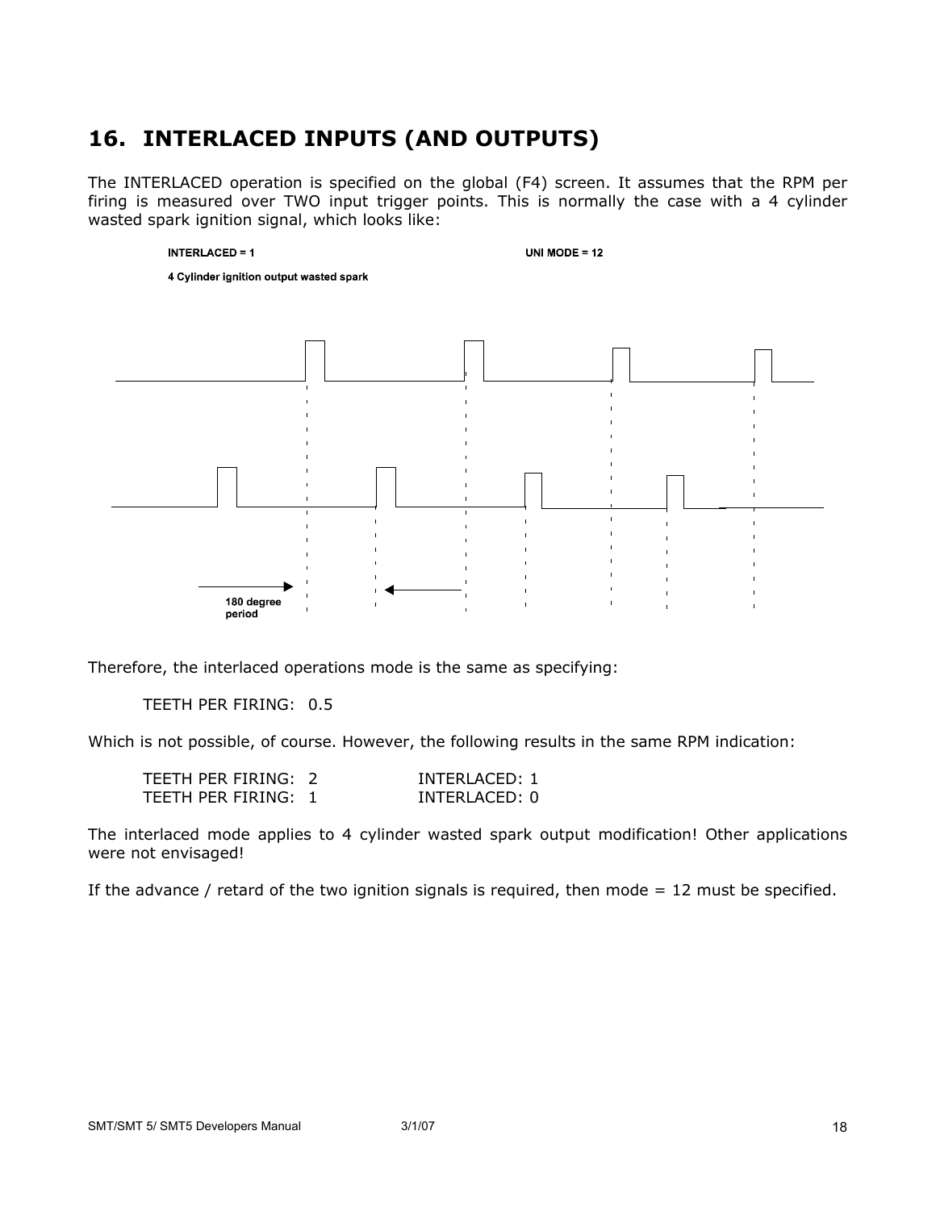## 16. INTERLACED INPUTS (AND OUTPUTS)

The INTERLACED operation is specified on the global (F4) screen. It assumes that the RPM per firing is measured over TWO input trigger points. This is normally the case with a 4 cylinder wasted spark ignition signal, which looks like:

**INTERLACED = 1** **UNI MODE = 12**

**4 Cylinder ignition output wasted spark**

**180 degree period**

Therefore, the interlaced operations mode is the same as specifying:

TEETH PER FIRING: 0.5

Which is not possible, of course. However, the following results in the same RPM indication:

| | |
|---|---|
| TEETH PER FIRING: 2 | INTERLACED: 1 |
| TEETH PER FIRING: 1 | INTERLACED: 0 |

The interlaced mode applies to 4 cylinder wasted spark output modification! Other applications were not envisaged!

If the advance / retard of the two ignition signals is required, then mode = 12 must be specified.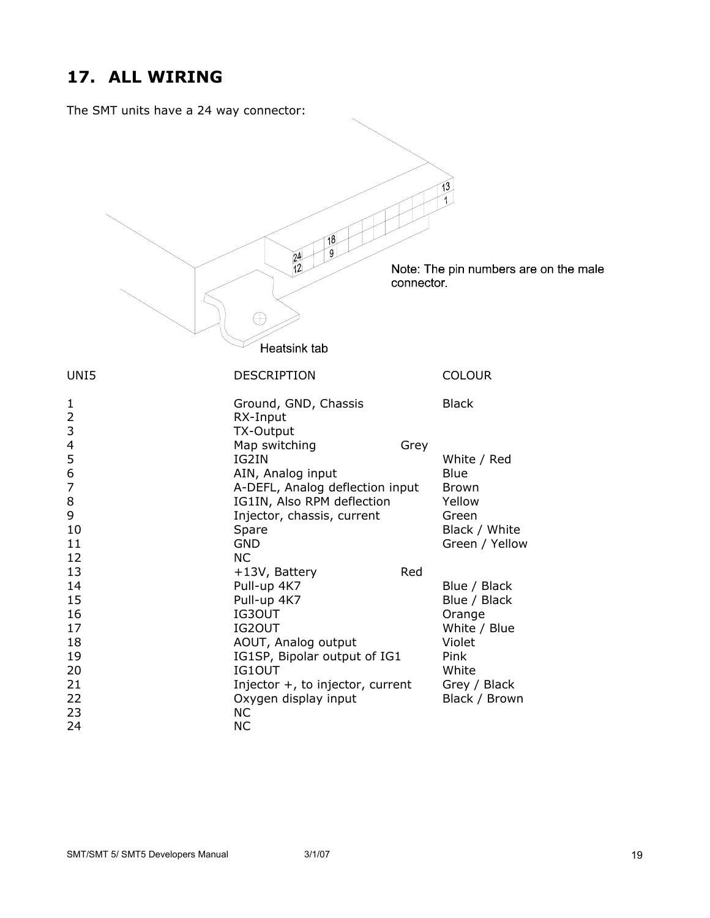## 17. ALL WIRING

The SMT units have a 24 way connector:

Note: The pin numbers are on the male connector.

Heatsink tab

| UNI5 | DESCRIPTION | COLOUR |
|---|---|---|
| 1 | Ground, GND, Chassis | Black |
| 2 | RX-Input | |
| 3 | TX-Output | |
| 4 | Map switching | Grey |
| 5 | IG2IN | White / Red |
| 6 | AIN, Analog input | Blue |
| 7 | A-DEFL, Analog deflection input | Brown |
| 8 | IG1IN, Also RPM deflection | Yellow |
| 9 | Injector, chassis, current | Green |
| 10 | Spare | Black / White |
| 11 | GND | Green / Yellow |
| 12 | NC | |
| 13 | +13V, Battery | Red |
| 14 | Pull-up 4K7 | Blue / Black |
| 15 | Pull-up 4K7 | Blue / Black |
| 16 | IG3OUT | Orange |
| 17 | IG2OUT | White / Blue |
| 18 | AOUT, Analog output | Violet |
| 19 | IG1SP, Bipolar output of IG1 | Pink |
| 20 | IG1OUT | White |
| 21 | Injector +, to injector, current | Grey / Black |
| 22 | Oxygen display input | Black / Brown |
| 23 | NC | |
| 24 | NC | |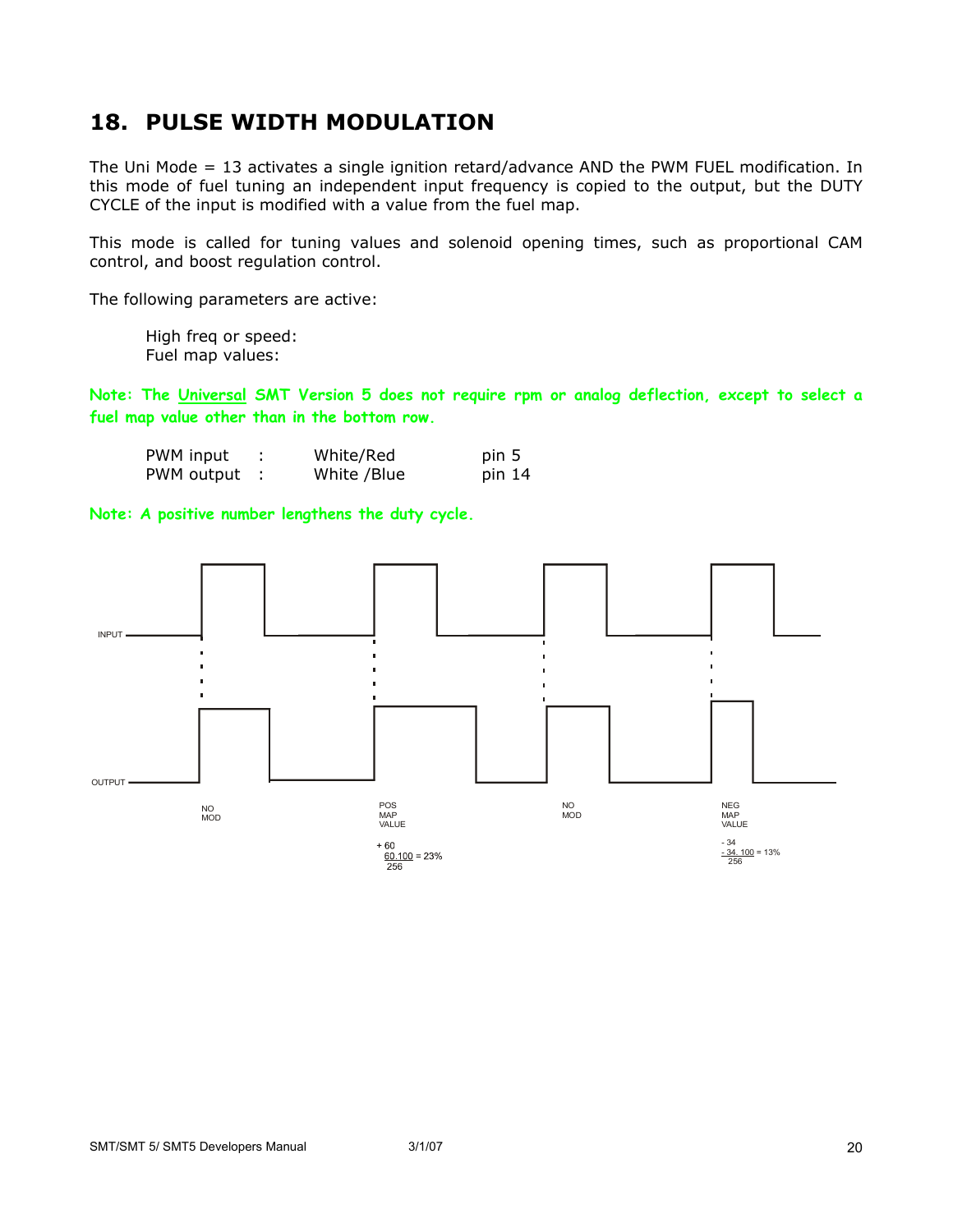## 18. PULSE WIDTH MODULATION

The Uni Mode = 13 activates a single ignition retard/advance AND the PWM FUEL modification. In this mode of fuel tuning an independent input frequency is copied to the output, but the DUTY CYCLE of the input is modified with a value from the fuel map.

This mode is called for tuning values and solenoid opening times, such as proportional CAM control, and boost regulation control.

The following parameters are active:

High freq or speed:
Fuel map values:

**Note: The Universal SMT Version 5 does not require rpm or analog deflection, except to select a fuel map value other than in the bottom row.**

| | | | |
|---|---|---|---|
| PWM input | : | White/Red | pin 5 |
| PWM output | : | White /Blue | pin 14 |

**Note: A positive number lengthens the duty cycle.**

INPUT

OUTPUT

NO MOD

POS MAP VALUE

+ 60

$\frac{60.100}{256} = 23\%$

NO MOD

NEG MAP VALUE

- 34

$\frac{-34.100}{256} = 13\%$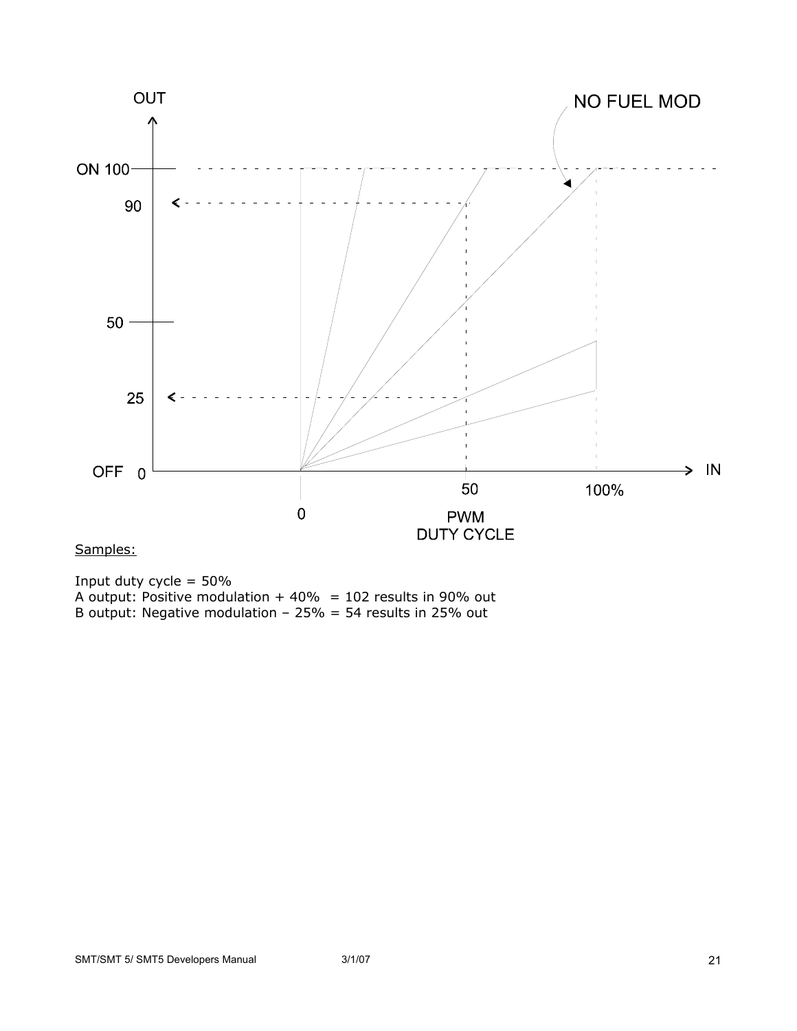Samples:

Input duty cycle = 50%
A output: Positive modulation + 40% = 102 results in 90% out
B output: Negative modulation – 25% = 54 results in 25% out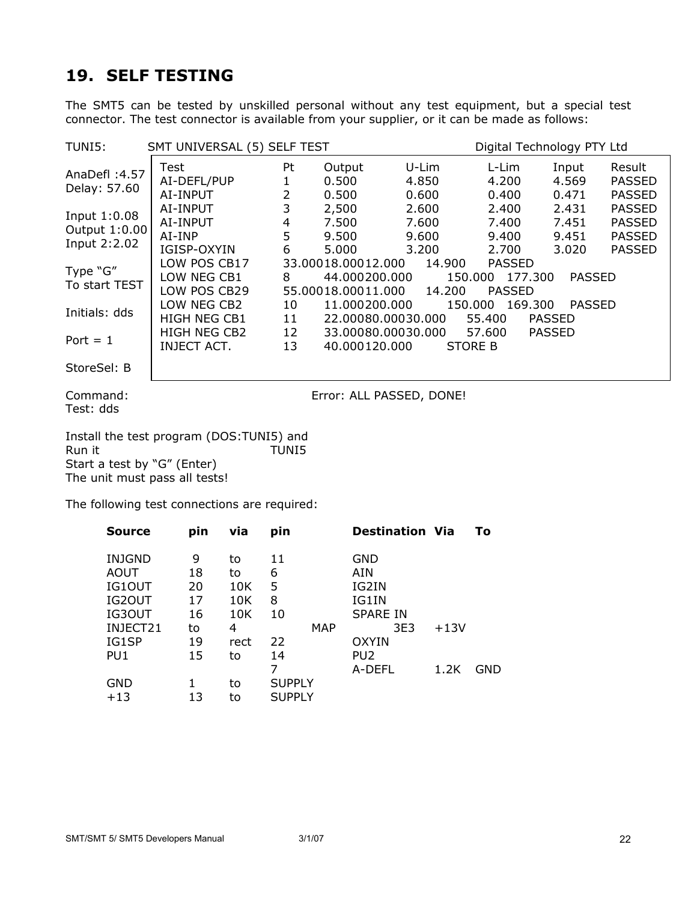# 19. SELF TESTING

The SMT5 can be tested by unskilled personal without any test equipment, but a special test connector. The test connector is available from your supplier, or it can be made as follows:

```
TUNI5:        SMT UNIVERSAL (5) SELF TEST                    Digital Technology PTY Ltd

AnaDefl :4.57   Test            Pt    Output   U-Lim    L-Lim    Input    Result
Delay: 57.60    AI-DEFL/PUP     1     0.500    4.850    4.200    4.569    PASSED
                AI-INPUT        2     0.500    0.600    0.400    0.471    PASSED
Input 1:0.08    AI-INPUT        3     2,500    2.600    2.400    2.431    PASSED
Output 1:0.00   AI-INPUT        4     7.500    7.600    7.400    7.451    PASSED
Input 2:2.02    AI-INP          5     9.500    9.600    9.400    9.451    PASSED
                IGISP-OXYIN     6     5.000    3.200    2.700    3.020    PASSED
Type "G"        LOW POS CB17    33.00018.00012.000    14.900   PASSED
To start TEST   LOW NEG CB1     8     44.000200.000      150.000  177.300   PASSED
                LOW POS CB29    55.00018.00011.000    14.200   PASSED
Initials: dds   LOW NEG CB2     10    11.000200.000      150.000  169.300   PASSED
                HIGH NEG CB1    11    22.00080.00030.000   55.400   PASSED
Port = 1        HIGH NEG CB2    12    33.00080.00030.000   57.600   PASSED
                INJECT ACT.     13    40.000120.000      STORE B

StoreSel: B

Command:                           Error: ALL PASSED, DONE!
Test: dds
```

Install the test program (DOS:TUNI5) and
Run it TUNI5
Start a test by "G" (Enter)
The unit must pass all tests!

The following test connections are required:

| **Source** | **pin** | **via** | **pin** | | **Destination** | **Via** | **To** |
|---|---|---|---|---|---|---|---|
| INJGND | 9 | to | 11 | | GND | | |
| AOUT | 18 | to | 6 | | AIN | | |
| IG1OUT | 20 | 10K | 5 | | IG2IN | | |
| IG2OUT | 17 | 10K | 8 | | IG1IN | | |
| IG3OUT | 16 | 10K | 10 | | SPARE IN | | |
| INJECT21 | to | 4 | | MAP | 3E3 | +13V | |
| IG1SP | 19 | rect | 22 | | OXYIN | | |
| PU1 | 15 | to | 14 | | PU2 | | |
| | | | 7 | | A-DEFL | 1.2K | GND |
| GND | 1 | to | SUPPLY | | | | |
| +13 | 13 | to | SUPPLY | | | | |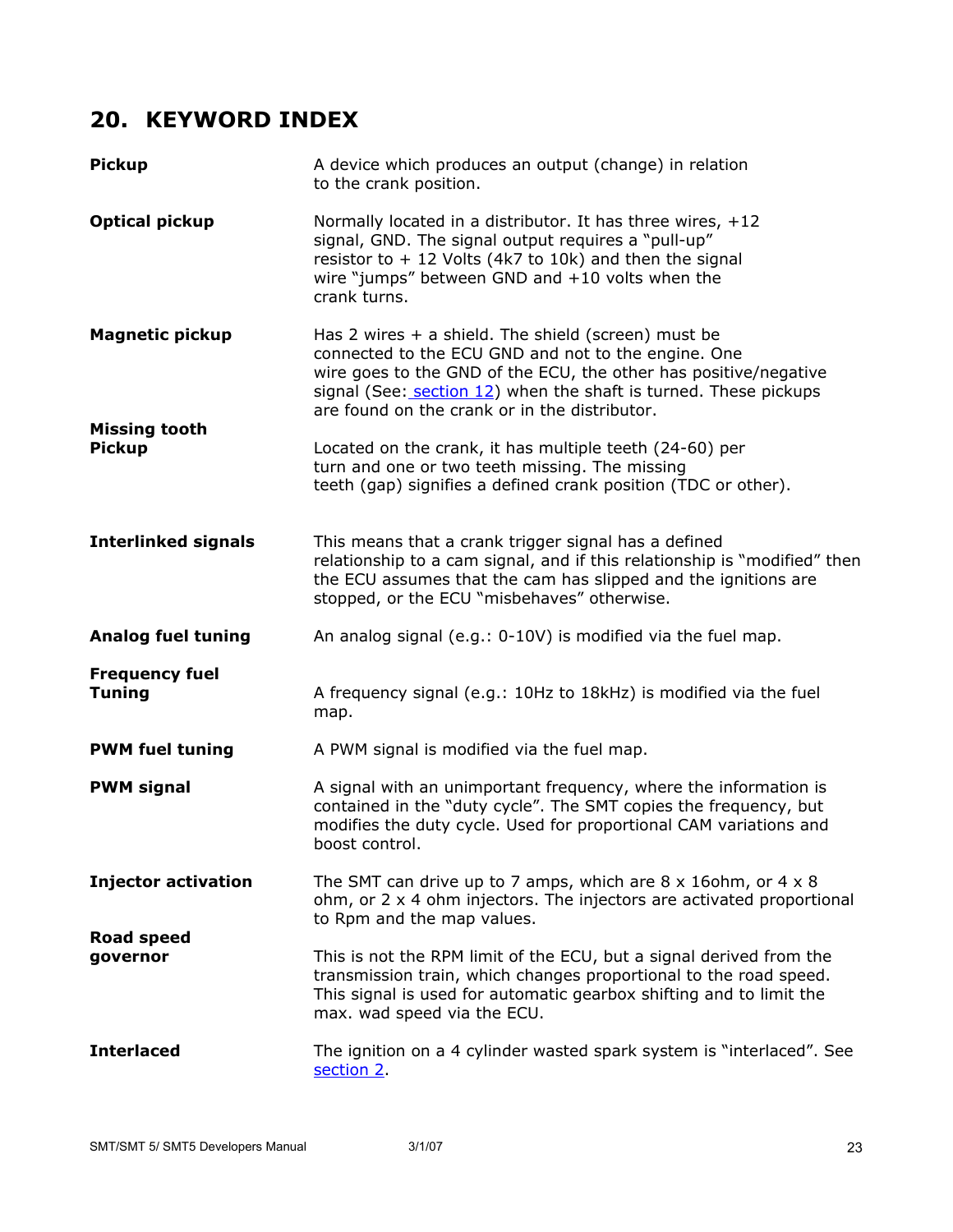## 20. KEYWORD INDEX

| | |
|---|---|
| **Pickup** | A device which produces an output (change) in relation to the crank position. |
| **Optical pickup** | Normally located in a distributor. It has three wires, +12 signal, GND. The signal output requires a "pull-up" resistor to + 12 Volts (4k7 to 10k) and then the signal wire "jumps" between GND and +10 volts when the crank turns. |
| **Magnetic pickup** | Has 2 wires + a shield. The shield (screen) must be connected to the ECU GND and not to the engine. One wire goes to the GND of the ECU, the other has positive/negative signal (See: section 12) when the shaft is turned. These pickups are found on the crank or in the distributor. |
| **Missing tooth Pickup** | Located on the crank, it has multiple teeth (24-60) per turn and one or two teeth missing. The missing teeth (gap) signifies a defined crank position (TDC or other). |
| **Interlinked signals** | This means that a crank trigger signal has a defined relationship to a cam signal, and if this relationship is "modified" then the ECU assumes that the cam has slipped and the ignitions are stopped, or the ECU "misbehaves" otherwise. |
| **Analog fuel tuning** | An analog signal (e.g.: 0-10V) is modified via the fuel map. |
| **Frequency fuel Tuning** | A frequency signal (e.g.: 10Hz to 18kHz) is modified via the fuel map. |
| **PWM fuel tuning** | A PWM signal is modified via the fuel map. |
| **PWM signal** | A signal with an unimportant frequency, where the information is contained in the "duty cycle". The SMT copies the frequency, but modifies the duty cycle. Used for proportional CAM variations and boost control. |
| **Injector activation** | The SMT can drive up to 7 amps, which are 8 x 16ohm, or 4 x 8 ohm, or 2 x 4 ohm injectors. The injectors are activated proportional to Rpm and the map values. |
| **Road speed governor** | This is not the RPM limit of the ECU, but a signal derived from the transmission train, which changes proportional to the road speed. This signal is used for automatic gearbox shifting and to limit the max. wad speed via the ECU. |
| **Interlaced** | The ignition on a 4 cylinder wasted spark system is "interlaced". See section 2. |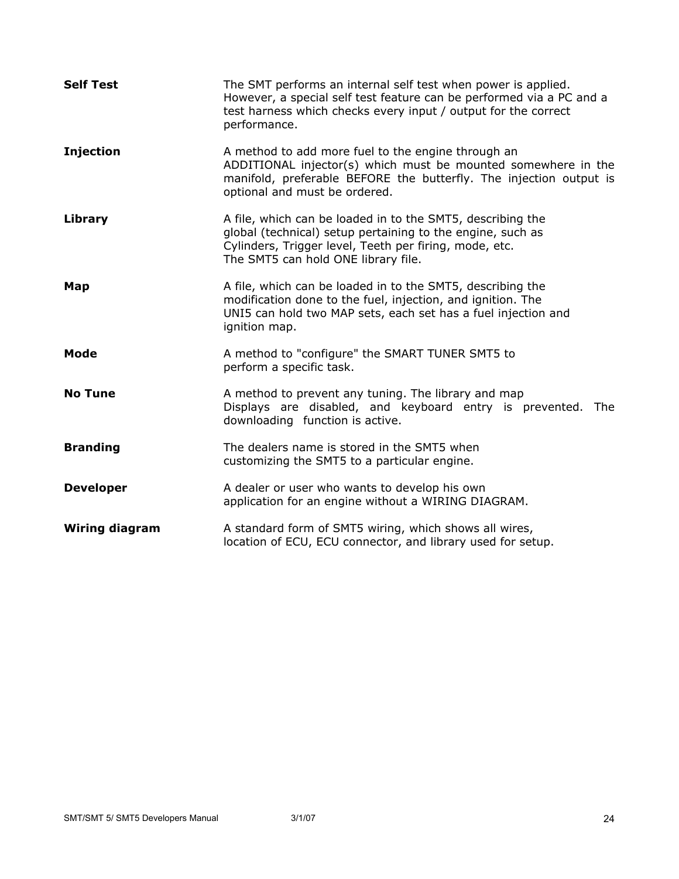**Self Test** The SMT performs an internal self test when power is applied. However, a special self test feature can be performed via a PC and a test harness which checks every input / output for the correct performance.

**Injection** A method to add more fuel to the engine through an ADDITIONAL injector(s) which must be mounted somewhere in the manifold, preferable BEFORE the butterfly. The injection output is optional and must be ordered.

**Library** A file, which can be loaded in to the SMT5, describing the global (technical) setup pertaining to the engine, such as Cylinders, Trigger level, Teeth per firing, mode, etc. The SMT5 can hold ONE library file.

**Map** A file, which can be loaded in to the SMT5, describing the modification done to the fuel, injection, and ignition. The UNI5 can hold two MAP sets, each set has a fuel injection and ignition map.

**Mode** A method to "configure" the SMART TUNER SMT5 to perform a specific task.

**No Tune** A method to prevent any tuning. The library and map Displays are disabled, and keyboard entry is prevented. The downloading function is active.

**Branding** The dealers name is stored in the SMT5 when customizing the SMT5 to a particular engine.

**Developer** A dealer or user who wants to develop his own application for an engine without a WIRING DIAGRAM.

**Wiring diagram** A standard form of SMT5 wiring, which shows all wires, location of ECU, ECU connector, and library used for setup.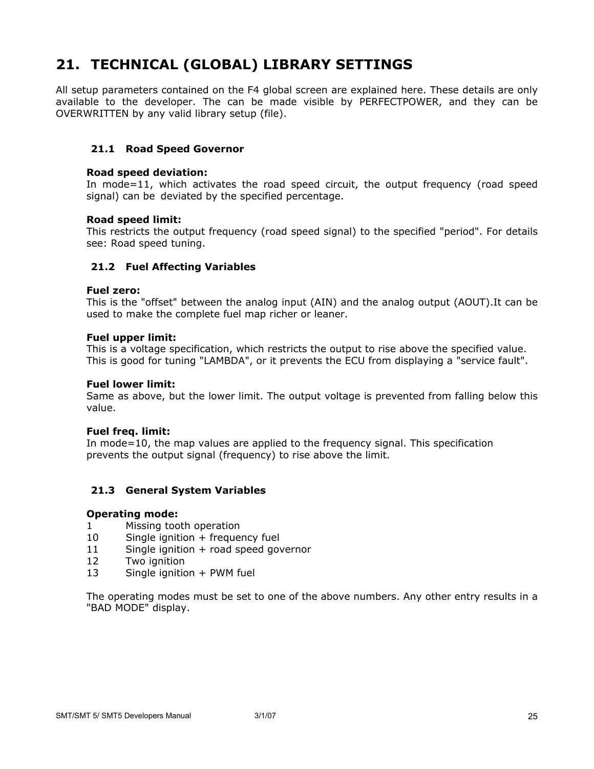# 21. TECHNICAL (GLOBAL) LIBRARY SETTINGS

All setup parameters contained on the F4 global screen are explained here. These details are only available to the developer. The can be made visible by PERFECTPOWER, and they can be OVERWRITTEN by any valid library setup (file).

## 21.1 Road Speed Governor

**Road speed deviation:**
In mode=11, which activates the road speed circuit, the output frequency (road speed signal) can be deviated by the specified percentage.

**Road speed limit:**
This restricts the output frequency (road speed signal) to the specified "period". For details see: Road speed tuning.

## 21.2 Fuel Affecting Variables

**Fuel zero:**
This is the "offset" between the analog input (AIN) and the analog output (AOUT).It can be used to make the complete fuel map richer or leaner.

**Fuel upper limit:**
This is a voltage specification, which restricts the output to rise above the specified value. This is good for tuning "LAMBDA", or it prevents the ECU from displaying a "service fault".

**Fuel lower limit:**
Same as above, but the lower limit. The output voltage is prevented from falling below this value.

**Fuel freq. limit:**
In mode=10, the map values are applied to the frequency signal. This specification prevents the output signal (frequency) to rise above the limit.

## 21.3 General System Variables

**Operating mode:**

| | |
|---|---|
| 1 | Missing tooth operation |
| 10 | Single ignition + frequency fuel |
| 11 | Single ignition + road speed governor |
| 12 | Two ignition |
| 13 | Single ignition + PWM fuel |

The operating modes must be set to one of the above numbers. Any other entry results in a "BAD MODE" display.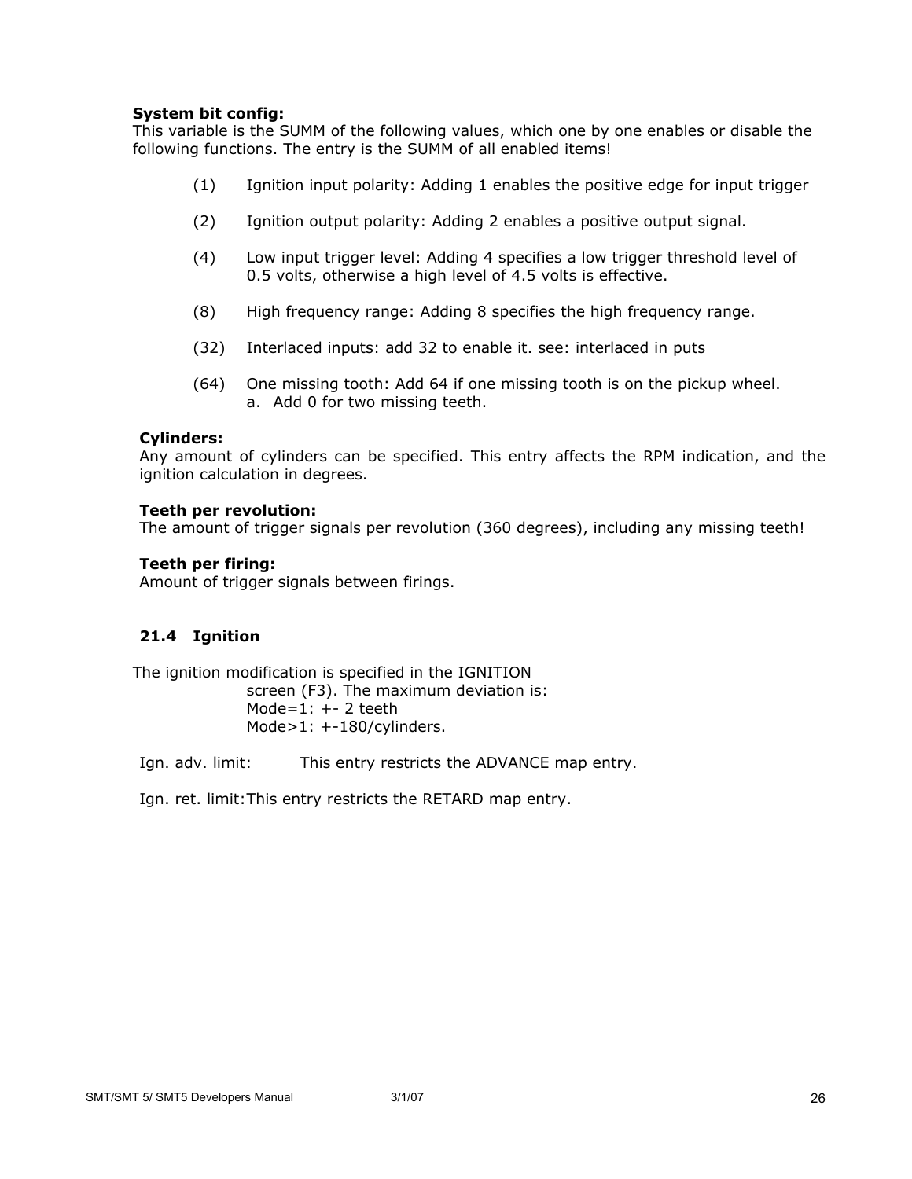**System bit config:**
This variable is the SUMM of the following values, which one by one enables or disable the following functions. The entry is the SUMM of all enabled items!

(1) Ignition input polarity: Adding 1 enables the positive edge for input trigger

(2) Ignition output polarity: Adding 2 enables a positive output signal.

(4) Low input trigger level: Adding 4 specifies a low trigger threshold level of 0.5 volts, otherwise a high level of 4.5 volts is effective.

(8) High frequency range: Adding 8 specifies the high frequency range.

(32) Interlaced inputs: add 32 to enable it. see: interlaced in puts

(64) One missing tooth: Add 64 if one missing tooth is on the pickup wheel.
  a. Add 0 for two missing teeth.

**Cylinders:**
Any amount of cylinders can be specified. This entry affects the RPM indication, and the ignition calculation in degrees.

**Teeth per revolution:**
The amount of trigger signals per revolution (360 degrees), including any missing teeth!

**Teeth per firing:**
Amount of trigger signals between firings.

## 21.4 Ignition

The ignition modification is specified in the IGNITION
screen (F3). The maximum deviation is:
Mode=1: +- 2 teeth
Mode>1: +-180/cylinders.

Ign. adv. limit: This entry restricts the ADVANCE map entry.

Ign. ret. limit: This entry restricts the RETARD map entry.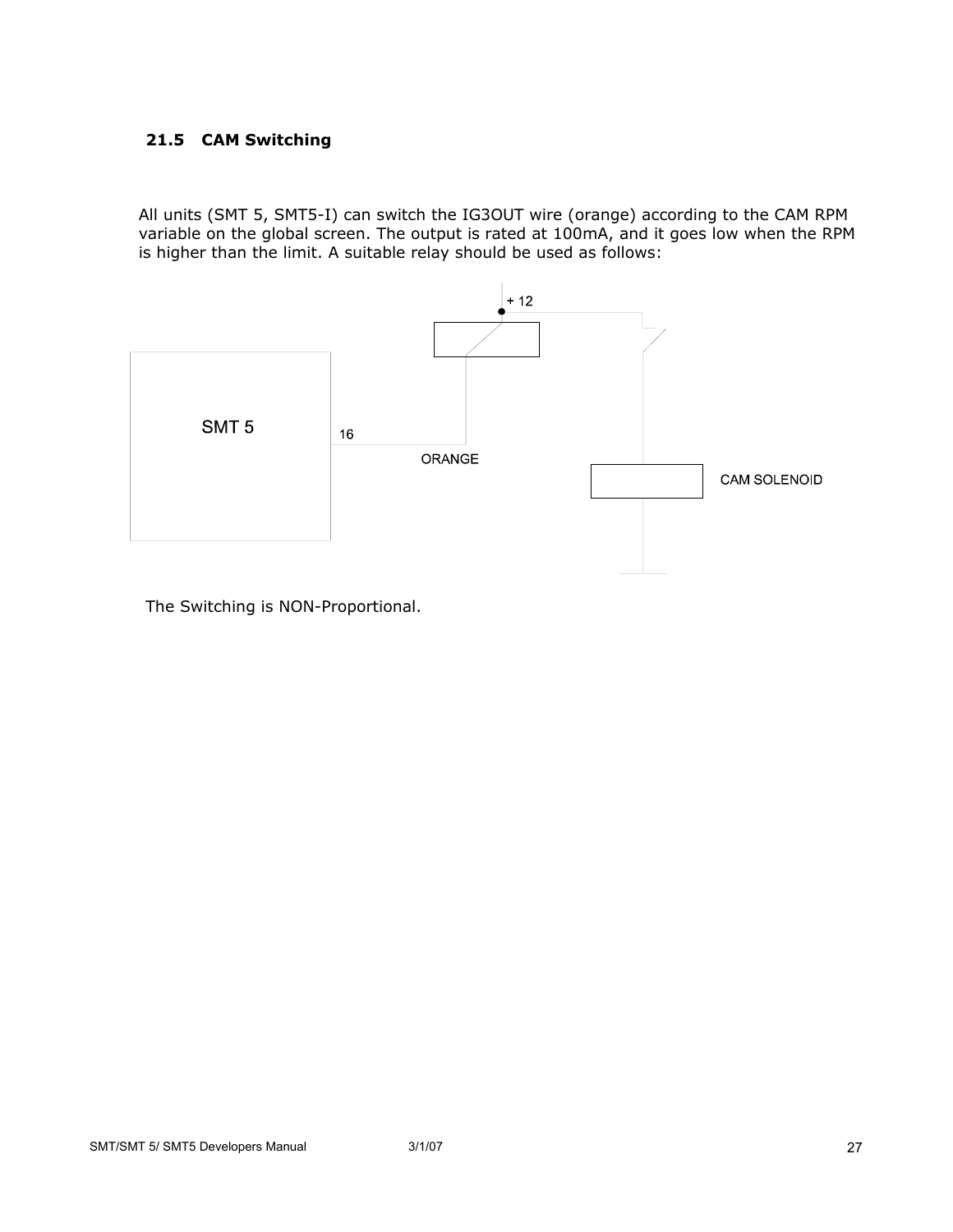## 21.5 CAM Switching

All units (SMT 5, SMT5-I) can switch the IG3OUT wire (orange) according to the CAM RPM variable on the global screen. The output is rated at 100mA, and it goes low when the RPM is higher than the limit. A suitable relay should be used as follows:

+ 12

SMT 5

16

ORANGE

CAM SOLENOID

The Switching is NON-Proportional.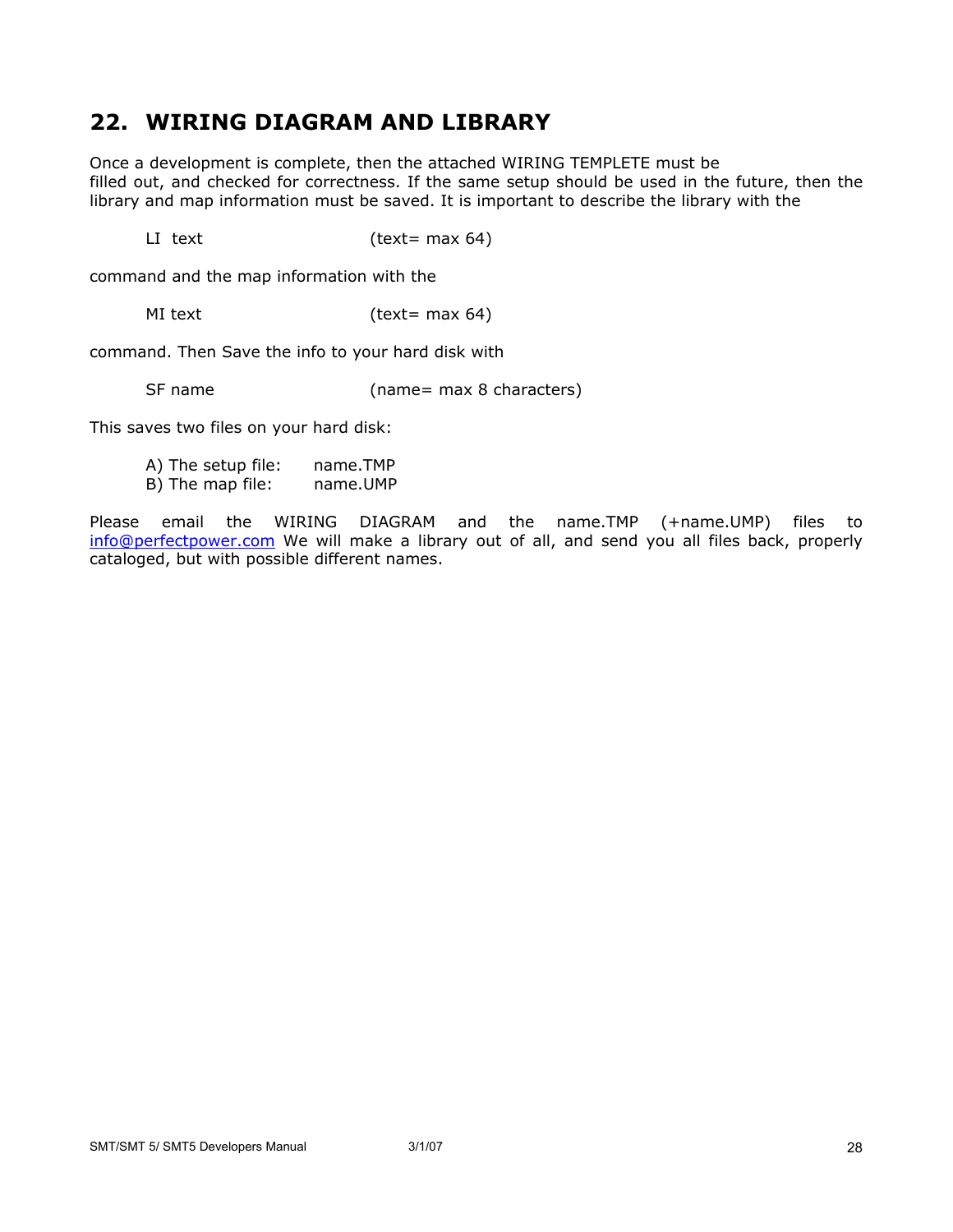## 22. WIRING DIAGRAM AND LIBRARY

Once a development is complete, then the attached WIRING TEMPLETE must be filled out, and checked for correctness. If the same setup should be used in the future, then the library and map information must be saved. It is important to describe the library with the

```
LI text          (text= max 64)
```

command and the map information with the

```
MI text          (text= max 64)
```

command. Then Save the info to your hard disk with

```
SF name          (name= max 8 characters)
```

This saves two files on your hard disk:

A) The setup file: name.TMP
B) The map file: name.UMP

Please email the WIRING DIAGRAM and the name.TMP (+name.UMP) files to info@perfectpower.com We will make a library out of all, and send you all files back, properly cataloged, but with possible different names.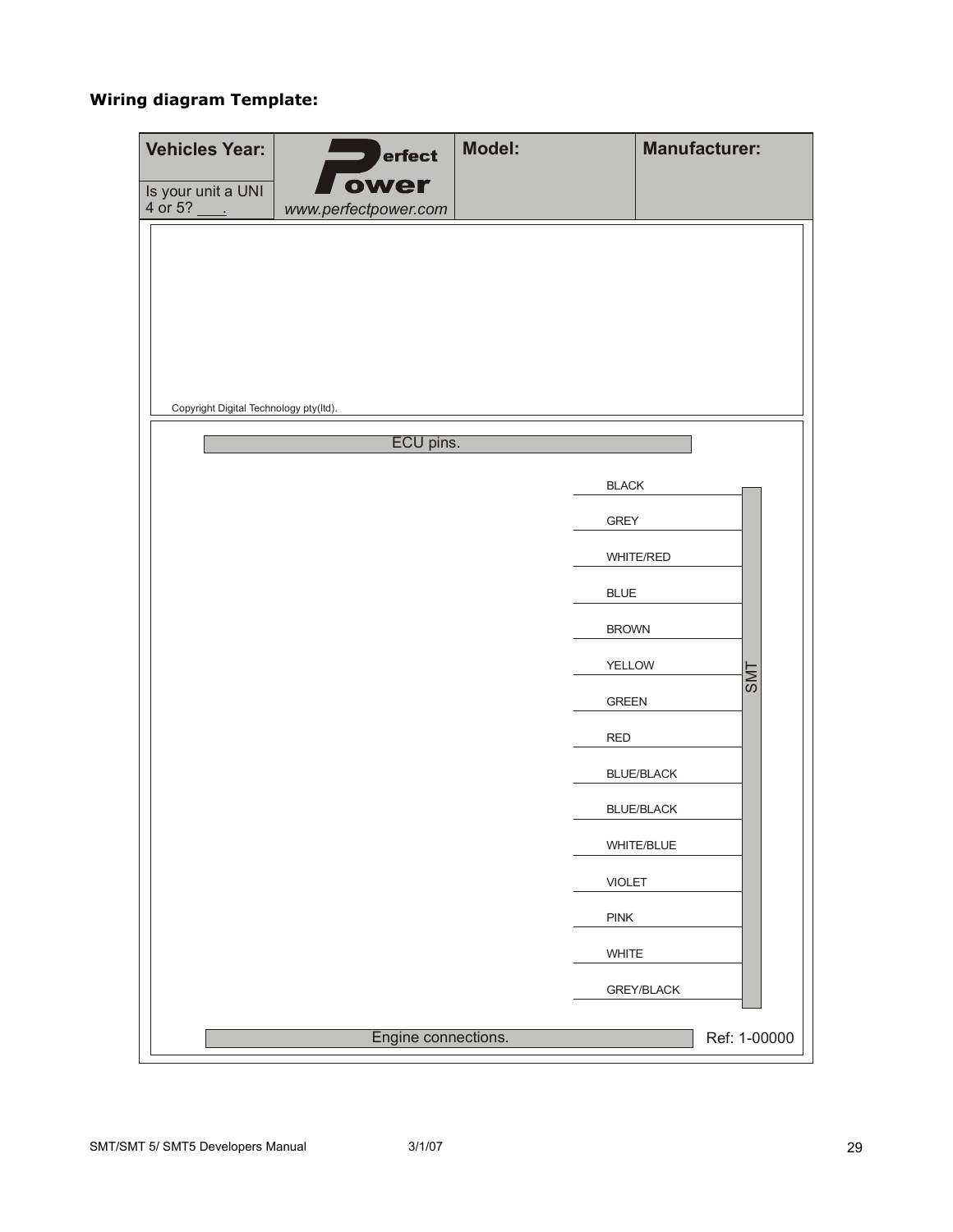**Wiring diagram Template:**

| Vehicles Year: | Perfect Power www.perfectpower.com | Model: | Manufacturer: |
|---|---|---|---|
| Is your unit a UNI 4 or 5? ___. | | | |

Copyright Digital Technology pty(ltd).

ECU pins.

| SMT |
|---|
| BLACK |
| GREY |
| WHITE/RED |
| BLUE |
| BROWN |
| YELLOW |
| GREEN |
| RED |
| BLUE/BLACK |
| BLUE/BLACK |
| WHITE/BLUE |
| VIOLET |
| PINK |
| WHITE |
| GREY/BLACK |

Engine connections.

Ref: 1-00000

SMT/SMT 5/ SMT5 Developers Manual 3/1/07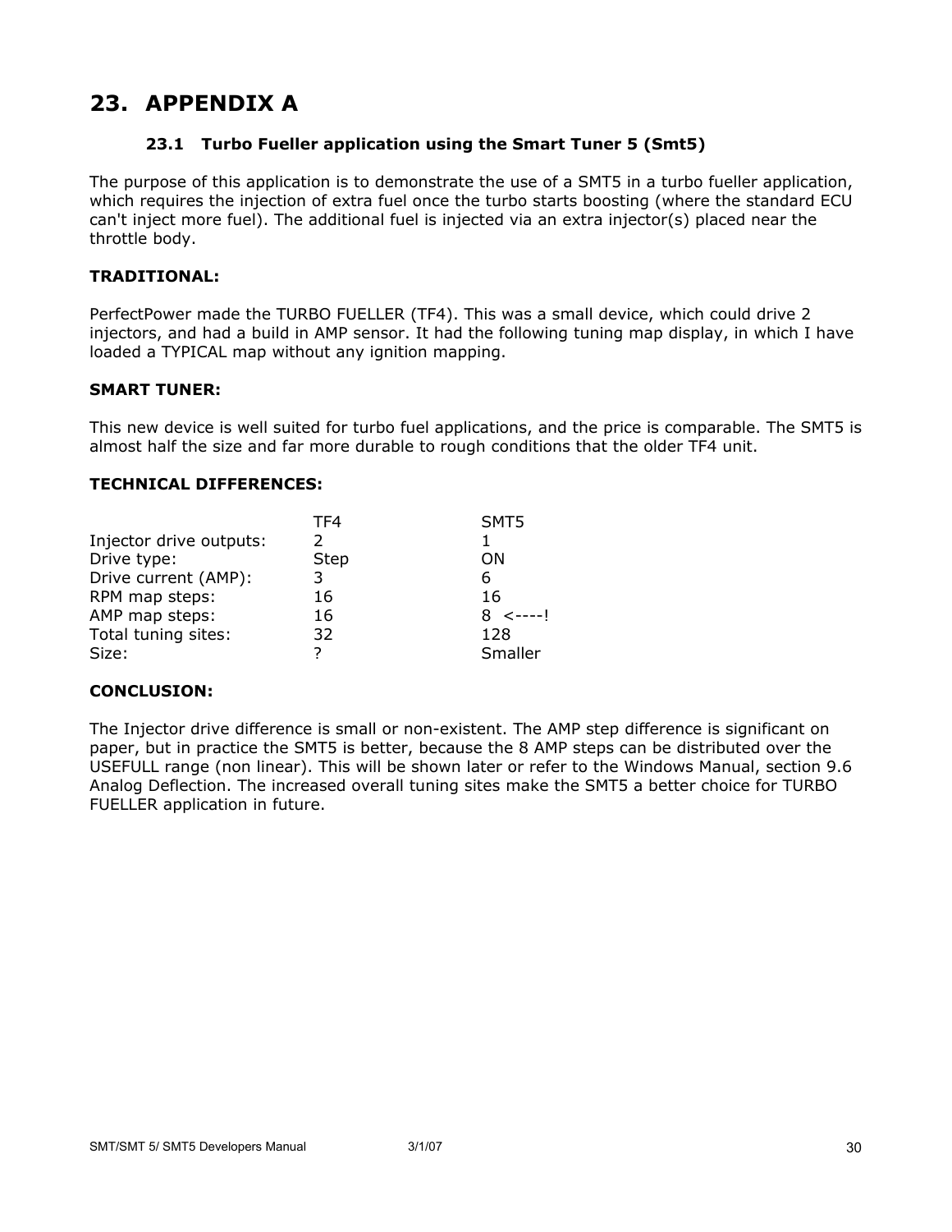# 23. APPENDIX A

### 23.1 Turbo Fueller application using the Smart Tuner 5 (Smt5)

The purpose of this application is to demonstrate the use of a SMT5 in a turbo fueller application, which requires the injection of extra fuel once the turbo starts boosting (where the standard ECU can't inject more fuel). The additional fuel is injected via an extra injector(s) placed near the throttle body.

**TRADITIONAL:**

PerfectPower made the TURBO FUELLER (TF4). This was a small device, which could drive 2 injectors, and had a build in AMP sensor. It had the following tuning map display, in which I have loaded a TYPICAL map without any ignition mapping.

**SMART TUNER:**

This new device is well suited for turbo fuel applications, and the price is comparable. The SMT5 is almost half the size and far more durable to rough conditions that the older TF4 unit.

**TECHNICAL DIFFERENCES:**

| | TF4 | SMT5 |
|---|---|---|
| Injector drive outputs: | 2 | 1 |
| Drive type: | Step | ON |
| Drive current (AMP): | 3 | 6 |
| RPM map steps: | 16 | 16 |
| AMP map steps: | 16 | 8 <----! |
| Total tuning sites: | 32 | 128 |
| Size: | ? | Smaller |

**CONCLUSION:**

The Injector drive difference is small or non-existent. The AMP step difference is significant on paper, but in practice the SMT5 is better, because the 8 AMP steps can be distributed over the USEFULL range (non linear). This will be shown later or refer to the Windows Manual, section 9.6 Analog Deflection. The increased overall tuning sites make the SMT5 a better choice for TURBO FUELLER application in future.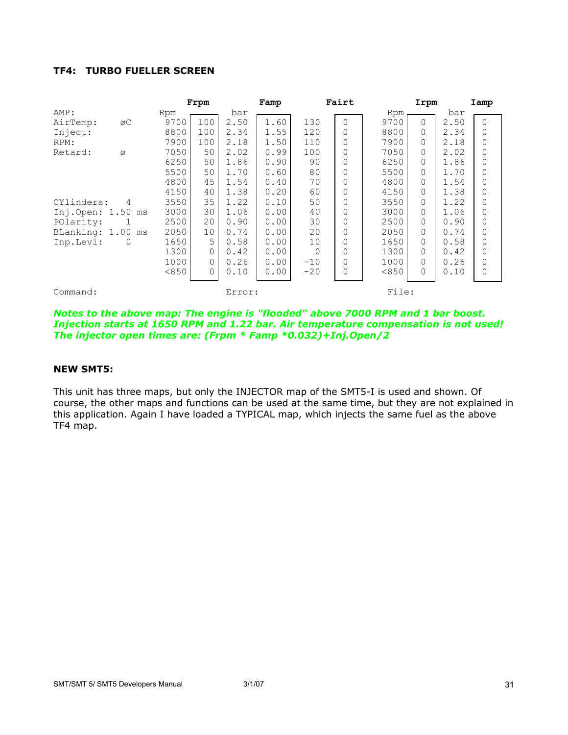#### TF4: TURBO FUELLER SCREEN

| | | Rpm | Frpm | bar | Famp | | Fairt | Rpm | Irpm | bar | Iamp |
|---|---|---|---|---|---|---|---|---|---|---|---|
| AMP: | | | | | | | | | | | |
| AirTemp: | øC | 9700 | 100 | 2.50 | 1.60 | 130 | 0 | 9700 | 0 | 2.50 | 0 |
| Inject: | | 8800 | 100 | 2.34 | 1.55 | 120 | 0 | 8800 | 0 | 2.34 | 0 |
| RPM: | | 7900 | 100 | 2.18 | 1.50 | 110 | 0 | 7900 | 0 | 2.18 | 0 |
| Retard: | ø | 7050 | 50 | 2.02 | 0.99 | 100 | 0 | 7050 | 0 | 2.02 | 0 |
| | | 6250 | 50 | 1.86 | 0.90 | 90 | 0 | 6250 | 0 | 1.86 | 0 |
| | | 5500 | 50 | 1.70 | 0.60 | 80 | 0 | 5500 | 0 | 1.70 | 0 |
| | | 4800 | 45 | 1.54 | 0.40 | 70 | 0 | 4800 | 0 | 1.54 | 0 |
| | | 4150 | 40 | 1.38 | 0.20 | 60 | 0 | 4150 | 0 | 1.38 | 0 |
| CYlinders: | 4 | 3550 | 35 | 1.22 | 0.10 | 50 | 0 | 3550 | 0 | 1.22 | 0 |
| Inj.Open: | 1.50 ms | 3000 | 30 | 1.06 | 0.00 | 40 | 0 | 3000 | 0 | 1.06 | 0 |
| POlarity: | 1 | 2500 | 20 | 0.90 | 0.00 | 30 | 0 | 2500 | 0 | 0.90 | 0 |
| BLanking: | 1.00 ms | 2050 | 10 | 0.74 | 0.00 | 20 | 0 | 2050 | 0 | 0.74 | 0 |
| Inp.Levl: | 0 | 1650 | 5 | 0.58 | 0.00 | 10 | 0 | 1650 | 0 | 0.58 | 0 |
| | | 1300 | 0 | 0.42 | 0.00 | 0 | 0 | 1300 | 0 | 0.42 | 0 |
| | | 1000 | 0 | 0.26 | 0.00 | -10 | 0 | 1000 | 0 | 0.26 | 0 |
| | | <850 | 0 | 0.10 | 0.00 | -20 | 0 | <850 | 0 | 0.10 | 0 |

Command: Error: File:

***Notes to the above map: The engine is "flooded" above 7000 RPM and 1 bar boost. Injection starts at 1650 RPM and 1.22 bar. Air temperature compensation is not used! The injector open times are: (Frpm * Famp *0.032)+Inj.Open/2***

#### NEW SMT5:

This unit has three maps, but only the INJECTOR map of the SMT5-I is used and shown. Of course, the other maps and functions can be used at the same time, but they are not explained in this application. Again I have loaded a TYPICAL map, which injects the same fuel as the above TF4 map.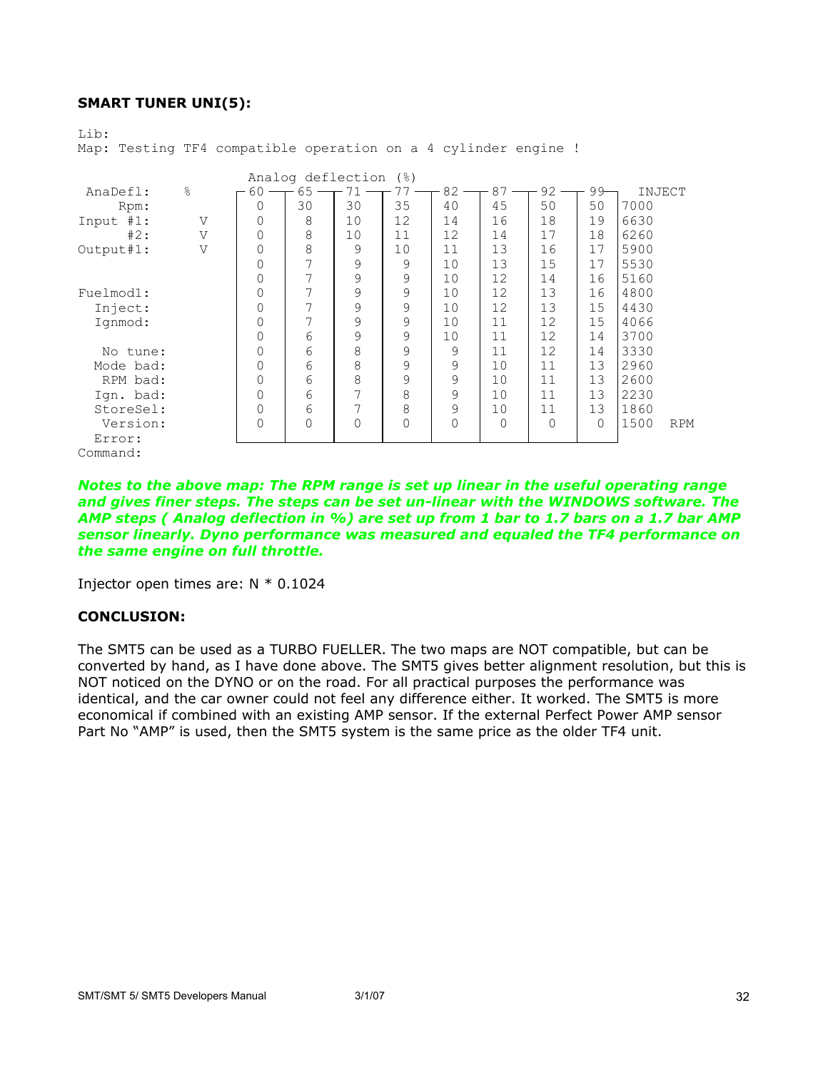## SMART TUNER UNI(5):

```
Lib:
Map: Testing TF4 compatible operation on a 4 cylinder engine !

                         Analog deflection (%)
 AnaDefl:    %      60   65   71   77   82   87   92   99    INJECT
     Rpm:            0   30   30   35   40   45   50   50   7000
Input #1:    V       0    8   10   12   14   16   18   19   6630
      #2:    V       0    8   10   11   12   14   17   18   6260
Output#1:    V       0    8    9   10   11   13   16   17   5900
                     0    7    9    9   10   13   15   17   5530
                     0    7    9    9   10   12   14   16   5160
Fuelmod1:            0    7    9    9   10   12   13   16   4800
  Inject:            0    7    9    9   10   12   13   15   4430
  Ignmod:            0    7    9    9   10   11   12   15   4066
                     0    6    9    9   10   11   12   14   3700
 No tune:            0    6    8    9    9   11   12   14   3330
Mode bad:            0    6    8    9    9   10   11   13   2960
 RPM bad:            0    6    8    9    9   10   11   13   2600
Ign. bad:            0    6    7    8    9   10   11   13   2230
StoreSel:            0    6    7    8    9   10   11   13   1860
 Version:            0    0    0    0    0    0    0    0   1500   RPM
  Error:
Command:
```

***Notes to the above map: The RPM range is set up linear in the useful operating range and gives finer steps. The steps can be set un-linear with the WINDOWS software. The AMP steps ( Analog deflection in %) are set up from 1 bar to 1.7 bars on a 1.7 bar AMP sensor linearly. Dyno performance was measured and equaled the TF4 performance on the same engine on full throttle.***

Injector open times are: N * 0.1024

### CONCLUSION:

The SMT5 can be used as a TURBO FUELLER. The two maps are NOT compatible, but can be converted by hand, as I have done above. The SMT5 gives better alignment resolution, but this is NOT noticed on the DYNO or on the road. For all practical purposes the performance was identical, and the car owner could not feel any difference either. It worked. The SMT5 is more economical if combined with an existing AMP sensor. If the external Perfect Power AMP sensor Part No “AMP” is used, then the SMT5 system is the same price as the older TF4 unit.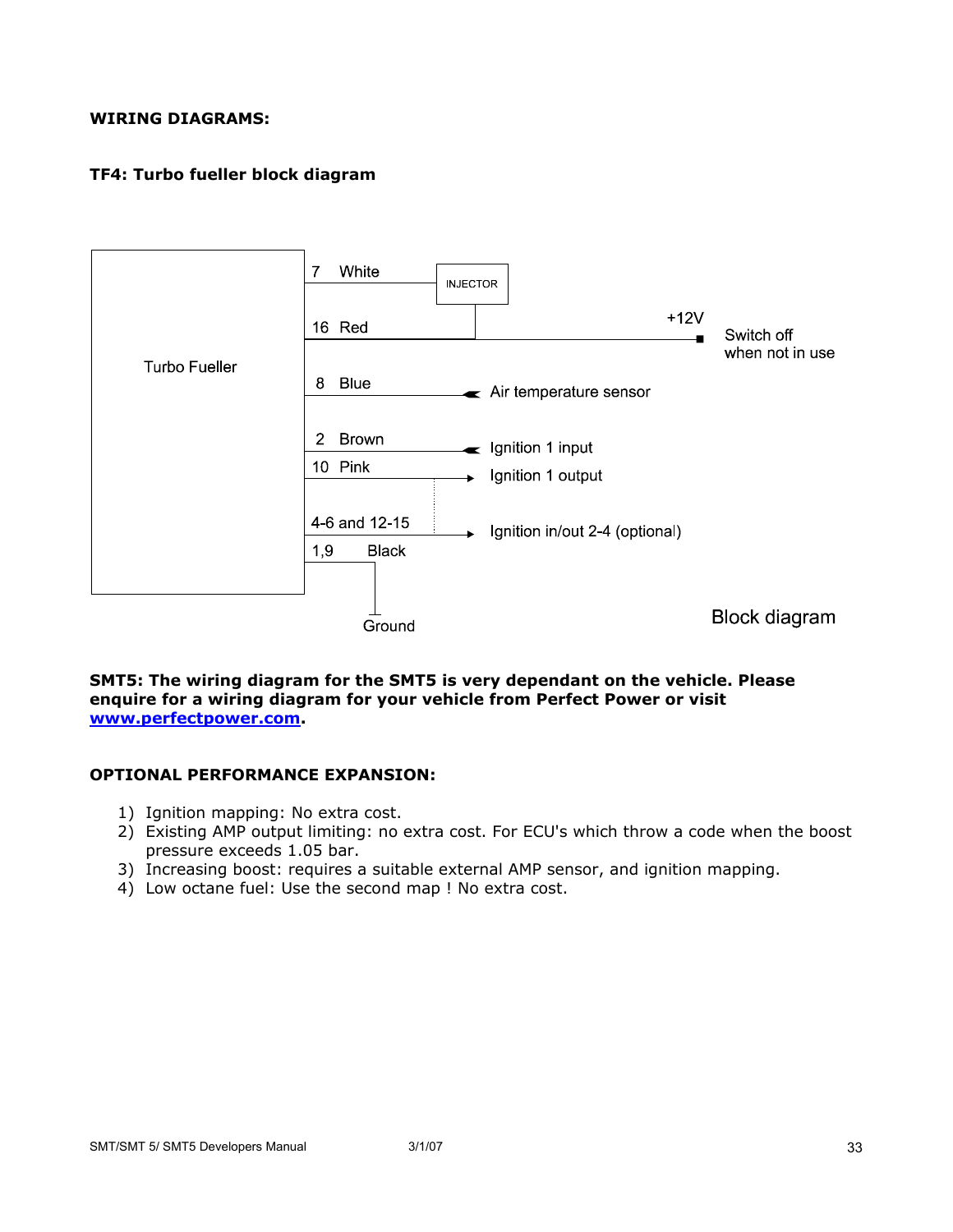**WIRING DIAGRAMS:**

**TF4: Turbo fueller block diagram**

Turbo Fueller

7 White

INJECTOR

16 Red

+12V

Switch off when not in use

8 Blue

Air temperature sensor

2 Brown

Ignition 1 input

10 Pink

Ignition 1 output

4-6 and 12-15

Ignition in/out 2-4 (optional)

1,9 Black

Ground

Block diagram

**SMT5: The wiring diagram for the SMT5 is very dependant on the vehicle. Please enquire for a wiring diagram for your vehicle from Perfect Power or visit [www.perfectpower.com](http://www.perfectpower.com).**

**OPTIONAL PERFORMANCE EXPANSION:**

1) Ignition mapping: No extra cost.
2) Existing AMP output limiting: no extra cost. For ECU's which throw a code when the boost pressure exceeds 1.05 bar.
3) Increasing boost: requires a suitable external AMP sensor, and ignition mapping.
4) Low octane fuel: Use the second map ! No extra cost.